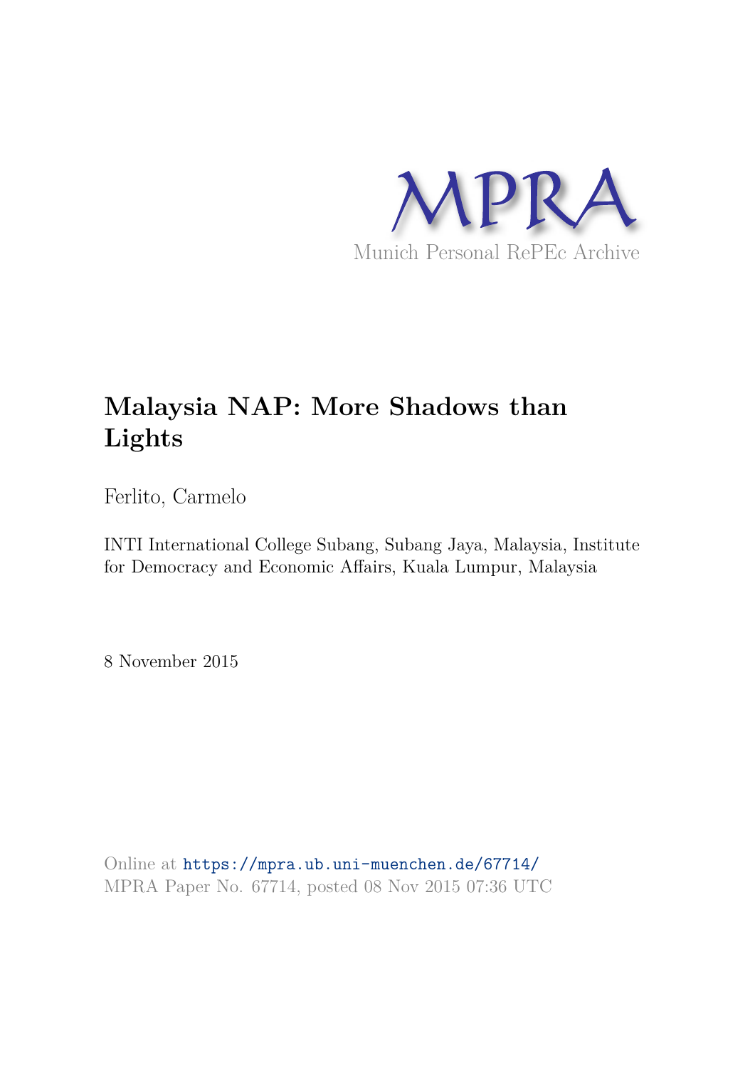MPRA

Munich Personal RePEc Archive

# Malaysia NAP: More Shadows than Lights

Ferlito, Carmelo

INTI International College Subang, Subang Jaya, Malaysia, Institute for Democracy and Economic Affairs, Kuala Lumpur, Malaysia

8 November 2015

Online at https://mpra.ub.uni-muenchen.de/67714/
MPRA Paper No. 67714, posted 08 Nov 2015 07:36 UTC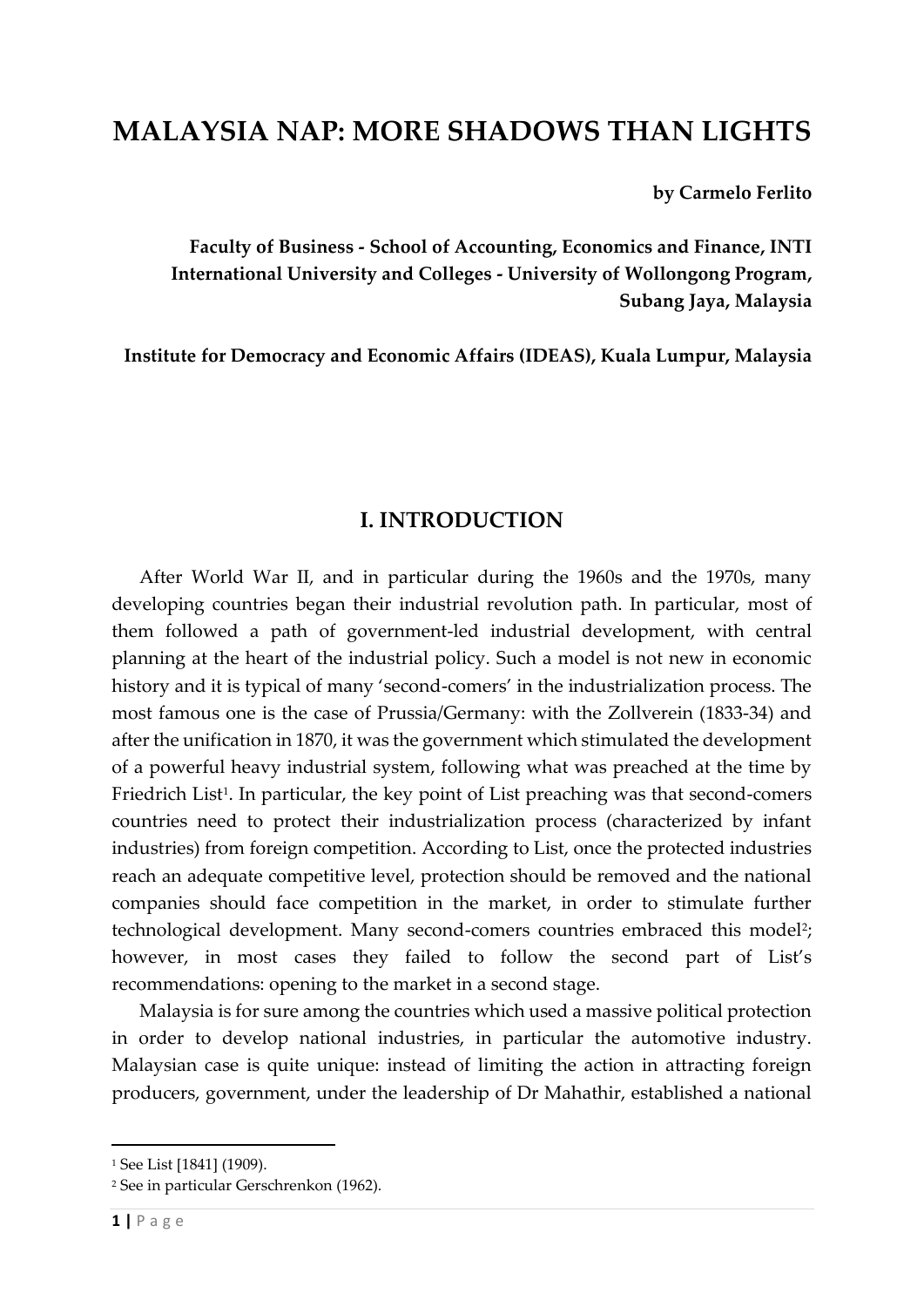# MALAYSIA NAP: MORE SHADOWS THAN LIGHTS

**by Carmelo Ferlito**

**Faculty of Business - School of Accounting, Economics and Finance, INTI International University and Colleges - University of Wollongong Program, Subang Jaya, Malaysia**

**Institute for Democracy and Economic Affairs (IDEAS), Kuala Lumpur, Malaysia**

## I. INTRODUCTION

After World War II, and in particular during the 1960s and the 1970s, many developing countries began their industrial revolution path. In particular, most of them followed a path of government-led industrial development, with central planning at the heart of the industrial policy. Such a model is not new in economic history and it is typical of many 'second-comers' in the industrialization process. The most famous one is the case of Prussia/Germany: with the Zollverein (1833-34) and after the unification in 1870, it was the government which stimulated the development of a powerful heavy industrial system, following what was preached at the time by Friedrich List[1]. In particular, the key point of List preaching was that second-comers countries need to protect their industrialization process (characterized by infant industries) from foreign competition. According to List, once the protected industries reach an adequate competitive level, protection should be removed and the national companies should face competition in the market, in order to stimulate further technological development. Many second-comers countries embraced this model[2]; however, in most cases they failed to follow the second part of List's recommendations: opening to the market in a second stage.

Malaysia is for sure among the countries which used a massive political protection in order to develop national industries, in particular the automotive industry. Malaysian case is quite unique: instead of limiting the action in attracting foreign producers, government, under the leadership of Dr Mahathir, established a national

[1] See List [1841] (1909).

[2] See in particular Gerschrenkon (1962).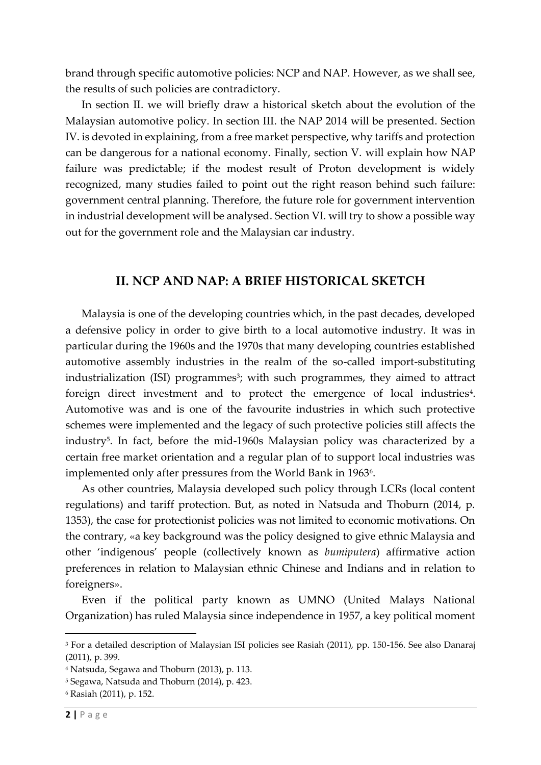brand through specific automotive policies: NCP and NAP. However, as we shall see, the results of such policies are contradictory.

In section II. we will briefly draw a historical sketch about the evolution of the Malaysian automotive policy. In section III. the NAP 2014 will be presented. Section IV. is devoted in explaining, from a free market perspective, why tariffs and protection can be dangerous for a national economy. Finally, section V. will explain how NAP failure was predictable; if the modest result of Proton development is widely recognized, many studies failed to point out the right reason behind such failure: government central planning. Therefore, the future role for government intervention in industrial development will be analysed. Section VI. will try to show a possible way out for the government role and the Malaysian car industry.

## II. NCP AND NAP: A BRIEF HISTORICAL SKETCH

Malaysia is one of the developing countries which, in the past decades, developed a defensive policy in order to give birth to a local automotive industry. It was in particular during the 1960s and the 1970s that many developing countries established automotive assembly industries in the realm of the so-called import-substituting industrialization (ISI) programmes[3]; with such programmes, they aimed to attract foreign direct investment and to protect the emergence of local industries[4]. Automotive was and is one of the favourite industries in which such protective schemes were implemented and the legacy of such protective policies still affects the industry[5]. In fact, before the mid-1960s Malaysian policy was characterized by a certain free market orientation and a regular plan of to support local industries was implemented only after pressures from the World Bank in 1963[6].

As other countries, Malaysia developed such policy through LCRs (local content regulations) and tariff protection. But, as noted in Natsuda and Thoburn (2014, p. 1353), the case for protectionist policies was not limited to economic motivations. On the contrary, «a key background was the policy designed to give ethnic Malaysia and other 'indigenous' people (collectively known as *bumiputera*) affirmative action preferences in relation to Malaysian ethnic Chinese and Indians and in relation to foreigners».

Even if the political party known as UMNO (United Malays National Organization) has ruled Malaysia since independence in 1957, a key political moment

---

[3] For a detailed description of Malaysian ISI policies see Rasiah (2011), pp. 150-156. See also Danaraj (2011), p. 399.

[4] Natsuda, Segawa and Thoburn (2013), p. 113.

[5] Segawa, Natsuda and Thoburn (2014), p. 423.

[6] Rasiah (2011), p. 152.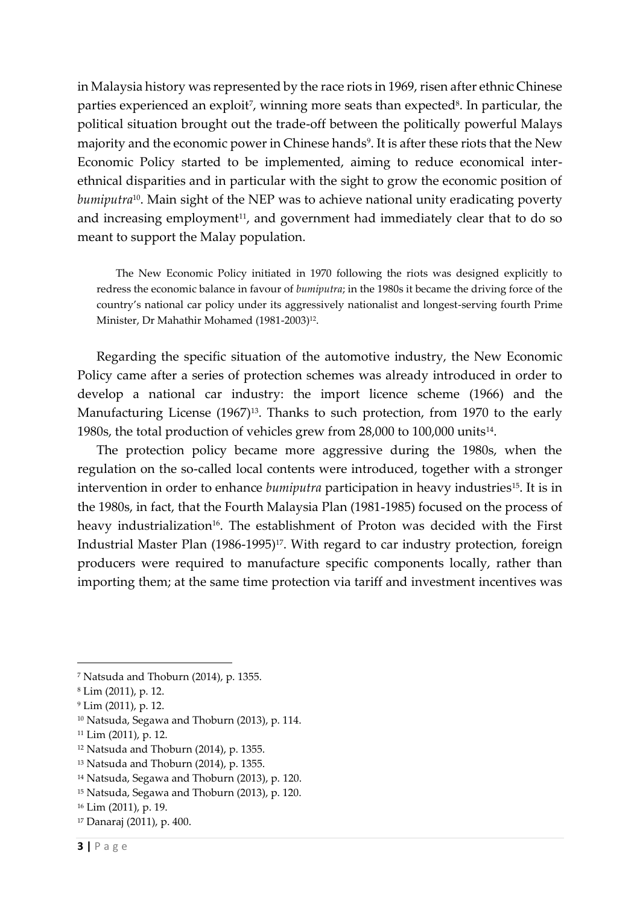in Malaysia history was represented by the race riots in 1969, risen after ethnic Chinese parties experienced an exploit[7], winning more seats than expected[8]. In particular, the political situation brought out the trade-off between the politically powerful Malays majority and the economic power in Chinese hands[9]. It is after these riots that the New Economic Policy started to be implemented, aiming to reduce economical inter-ethnical disparities and in particular with the sight to grow the economic position of *bumiputra*[10]. Main sight of the NEP was to achieve national unity eradicating poverty and increasing employment[11], and government had immediately clear that to do so meant to support the Malay population.

> The New Economic Policy initiated in 1970 following the riots was designed explicitly to redress the economic balance in favour of *bumiputra*; in the 1980s it became the driving force of the country's national car policy under its aggressively nationalist and longest-serving fourth Prime Minister, Dr Mahathir Mohamed (1981-2003)[12].

Regarding the specific situation of the automotive industry, the New Economic Policy came after a series of protection schemes was already introduced in order to develop a national car industry: the import licence scheme (1966) and the Manufacturing License (1967)[13]. Thanks to such protection, from 1970 to the early 1980s, the total production of vehicles grew from 28,000 to 100,000 units[14].

The protection policy became more aggressive during the 1980s, when the regulation on the so-called local contents were introduced, together with a stronger intervention in order to enhance *bumiputra* participation in heavy industries[15]. It is in the 1980s, in fact, that the Fourth Malaysia Plan (1981-1985) focused on the process of heavy industrialization[16]. The establishment of Proton was decided with the First Industrial Master Plan (1986-1995)[17]. With regard to car industry protection, foreign producers were required to manufacture specific components locally, rather than importing them; at the same time protection via tariff and investment incentives was

---

[7] Natsuda and Thoburn (2014), p. 1355.

[8] Lim (2011), p. 12.

[9] Lim (2011), p. 12.

[10] Natsuda, Segawa and Thoburn (2013), p. 114.

[11] Lim (2011), p. 12.

[12] Natsuda and Thoburn (2014), p. 1355.

[13] Natsuda and Thoburn (2014), p. 1355.

[14] Natsuda, Segawa and Thoburn (2013), p. 120.

[15] Natsuda, Segawa and Thoburn (2013), p. 120.

[16] Lim (2011), p. 19.

[17] Danaraj (2011), p. 400.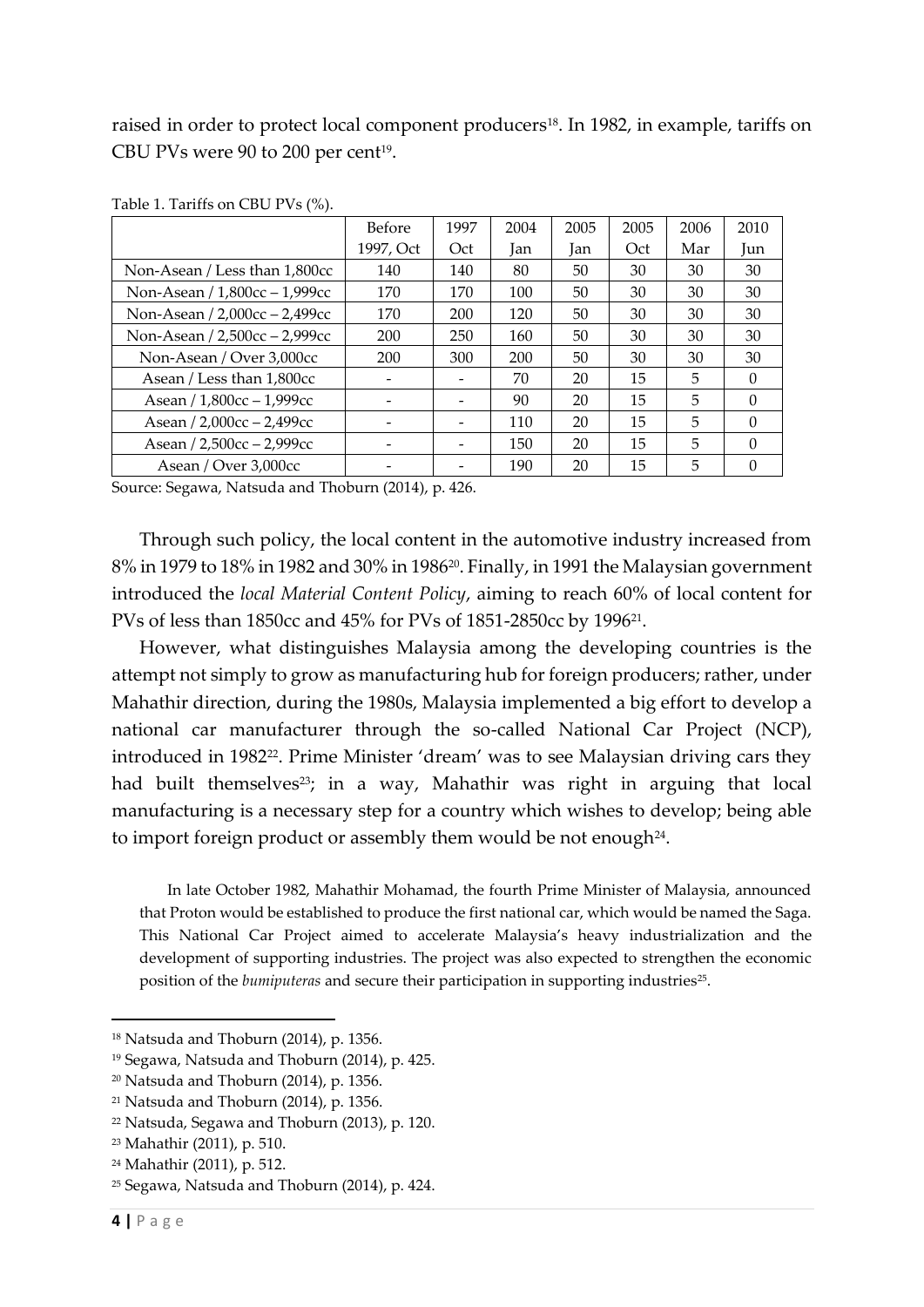raised in order to protect local component producers[18]. In 1982, in example, tariffs on CBU PVs were 90 to 200 per cent[19].

Table 1. Tariffs on CBU PVs (%).

| | Before 1997, Oct | 1997 Oct | 2004 Jan | 2005 Jan | 2005 Oct | 2006 Mar | 2010 Jun |
|---|---|---|---|---|---|---|---|
| Non-Asean / Less than 1,800cc | 140 | 140 | 80 | 50 | 30 | 30 | 30 |
| Non-Asean / 1,800cc – 1,999cc | 170 | 170 | 100 | 50 | 30 | 30 | 30 |
| Non-Asean / 2,000cc – 2,499cc | 170 | 200 | 120 | 50 | 30 | 30 | 30 |
| Non-Asean / 2,500cc – 2,999cc | 200 | 250 | 160 | 50 | 30 | 30 | 30 |
| Non-Asean / Over 3,000cc | 200 | 300 | 200 | 50 | 30 | 30 | 30 |
| Asean / Less than 1,800cc | - | - | 70 | 20 | 15 | 5 | 0 |
| Asean / 1,800cc – 1,999cc | - | - | 90 | 20 | 15 | 5 | 0 |
| Asean / 2,000cc – 2,499cc | - | - | 110 | 20 | 15 | 5 | 0 |
| Asean / 2,500cc – 2,999cc | - | - | 150 | 20 | 15 | 5 | 0 |
| Asean / Over 3,000cc | - | - | 190 | 20 | 15 | 5 | 0 |

Source: Segawa, Natsuda and Thoburn (2014), p. 426.

Through such policy, the local content in the automotive industry increased from 8% in 1979 to 18% in 1982 and 30% in 1986[20]. Finally, in 1991 the Malaysian government introduced the *local Material Content Policy*, aiming to reach 60% of local content for PVs of less than 1850cc and 45% for PVs of 1851-2850cc by 1996[21].

However, what distinguishes Malaysia among the developing countries is the attempt not simply to grow as manufacturing hub for foreign producers; rather, under Mahathir direction, during the 1980s, Malaysia implemented a big effort to develop a national car manufacturer through the so-called National Car Project (NCP), introduced in 1982[22]. Prime Minister 'dream' was to see Malaysian driving cars they had built themselves[23]; in a way, Mahathir was right in arguing that local manufacturing is a necessary step for a country which wishes to develop; being able to import foreign product or assembly them would be not enough[24].

> In late October 1982, Mahathir Mohamad, the fourth Prime Minister of Malaysia, announced that Proton would be established to produce the first national car, which would be named the Saga. This National Car Project aimed to accelerate Malaysia's heavy industrialization and the development of supporting industries. The project was also expected to strengthen the economic position of the *bumiputeras* and secure their participation in supporting industries[25].

[18] Natsuda and Thoburn (2014), p. 1356.

[19] Segawa, Natsuda and Thoburn (2014), p. 425.

[20] Natsuda and Thoburn (2014), p. 1356.

[21] Natsuda and Thoburn (2014), p. 1356.

[22] Natsuda, Segawa and Thoburn (2013), p. 120.

[23] Mahathir (2011), p. 510.

[24] Mahathir (2011), p. 512.

[25] Segawa, Natsuda and Thoburn (2014), p. 424.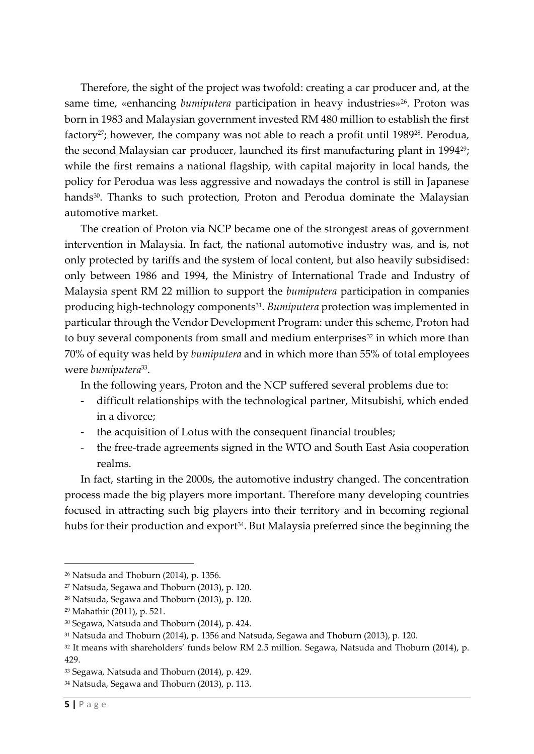Therefore, the sight of the project was twofold: creating a car producer and, at the same time, «enhancing *bumiputera* participation in heavy industries»[26]. Proton was born in 1983 and Malaysian government invested RM 480 million to establish the first factory[27]; however, the company was not able to reach a profit until 1989[28]. Perodua, the second Malaysian car producer, launched its first manufacturing plant in 1994[29]; while the first remains a national flagship, with capital majority in local hands, the policy for Perodua was less aggressive and nowadays the control is still in Japanese hands[30]. Thanks to such protection, Proton and Perodua dominate the Malaysian automotive market.

The creation of Proton via NCP became one of the strongest areas of government intervention in Malaysia. In fact, the national automotive industry was, and is, not only protected by tariffs and the system of local content, but also heavily subsidised: only between 1986 and 1994, the Ministry of International Trade and Industry of Malaysia spent RM 22 million to support the *bumiputera* participation in companies producing high-technology components[31]. *Bumiputera* protection was implemented in particular through the Vendor Development Program: under this scheme, Proton had to buy several components from small and medium enterprises[32] in which more than 70% of equity was held by *bumiputera* and in which more than 55% of total employees were *bumiputera*[33].

In the following years, Proton and the NCP suffered several problems due to:

- difficult relationships with the technological partner, Mitsubishi, which ended in a divorce;
- the acquisition of Lotus with the consequent financial troubles;
- the free-trade agreements signed in the WTO and South East Asia cooperation realms.

In fact, starting in the 2000s, the automotive industry changed. The concentration process made the big players more important. Therefore many developing countries focused in attracting such big players into their territory and in becoming regional hubs for their production and export[34]. But Malaysia preferred since the beginning the

---

[26] Natsuda and Thoburn (2014), p. 1356.

[27] Natsuda, Segawa and Thoburn (2013), p. 120.

[28] Natsuda, Segawa and Thoburn (2013), p. 120.

[29] Mahathir (2011), p. 521.

[30] Segawa, Natsuda and Thoburn (2014), p. 424.

[31] Natsuda and Thoburn (2014), p. 1356 and Natsuda, Segawa and Thoburn (2013), p. 120.

[32] It means with shareholders' funds below RM 2.5 million. Segawa, Natsuda and Thoburn (2014), p. 429.

[33] Segawa, Natsuda and Thoburn (2014), p. 429.

[34] Natsuda, Segawa and Thoburn (2013), p. 113.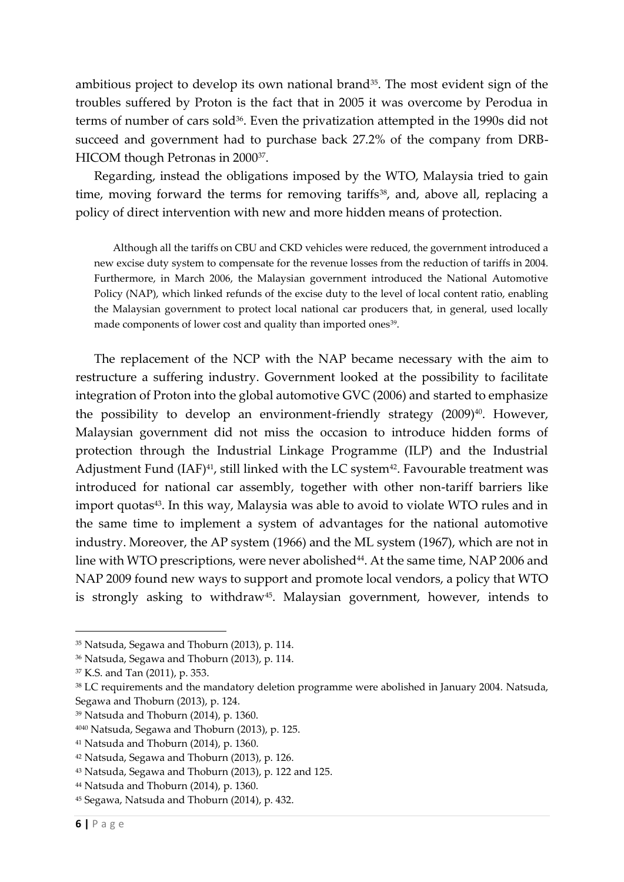ambitious project to develop its own national brand[35]. The most evident sign of the troubles suffered by Proton is the fact that in 2005 it was overcome by Perodua in terms of number of cars sold[36]. Even the privatization attempted in the 1990s did not succeed and government had to purchase back 27.2% of the company from DRB-HICOM though Petronas in 2000[37].

Regarding, instead the obligations imposed by the WTO, Malaysia tried to gain time, moving forward the terms for removing tariffs[38], and, above all, replacing a policy of direct intervention with new and more hidden means of protection.

> Although all the tariffs on CBU and CKD vehicles were reduced, the government introduced a new excise duty system to compensate for the revenue losses from the reduction of tariffs in 2004. Furthermore, in March 2006, the Malaysian government introduced the National Automotive Policy (NAP), which linked refunds of the excise duty to the level of local content ratio, enabling the Malaysian government to protect local national car producers that, in general, used locally made components of lower cost and quality than imported ones[39].

The replacement of the NCP with the NAP became necessary with the aim to restructure a suffering industry. Government looked at the possibility to facilitate integration of Proton into the global automotive GVC (2006) and started to emphasize the possibility to develop an environment-friendly strategy (2009)[40]. However, Malaysian government did not miss the occasion to introduce hidden forms of protection through the Industrial Linkage Programme (ILP) and the Industrial Adjustment Fund (IAF)[41], still linked with the LC system[42]. Favourable treatment was introduced for national car assembly, together with other non-tariff barriers like import quotas[43]. In this way, Malaysia was able to avoid to violate WTO rules and in the same time to implement a system of advantages for the national automotive industry. Moreover, the AP system (1966) and the ML system (1967), which are not in line with WTO prescriptions, were never abolished[44]. At the same time, NAP 2006 and NAP 2009 found new ways to support and promote local vendors, a policy that WTO is strongly asking to withdraw[45]. Malaysian government, however, intends to

---

[35] Natsuda, Segawa and Thoburn (2013), p. 114.

[36] Natsuda, Segawa and Thoburn (2013), p. 114.

[37] K.S. and Tan (2011), p. 353.

[38] LC requirements and the mandatory deletion programme were abolished in January 2004. Natsuda, Segawa and Thoburn (2013), p. 124.

[39] Natsuda and Thoburn (2014), p. 1360.

[40] Natsuda, Segawa and Thoburn (2013), p. 125.

[41] Natsuda and Thoburn (2014), p. 1360.

[42] Natsuda, Segawa and Thoburn (2013), p. 126.

[43] Natsuda, Segawa and Thoburn (2013), p. 122 and 125.

[44] Natsuda and Thoburn (2014), p. 1360.

[45] Segawa, Natsuda and Thoburn (2014), p. 432.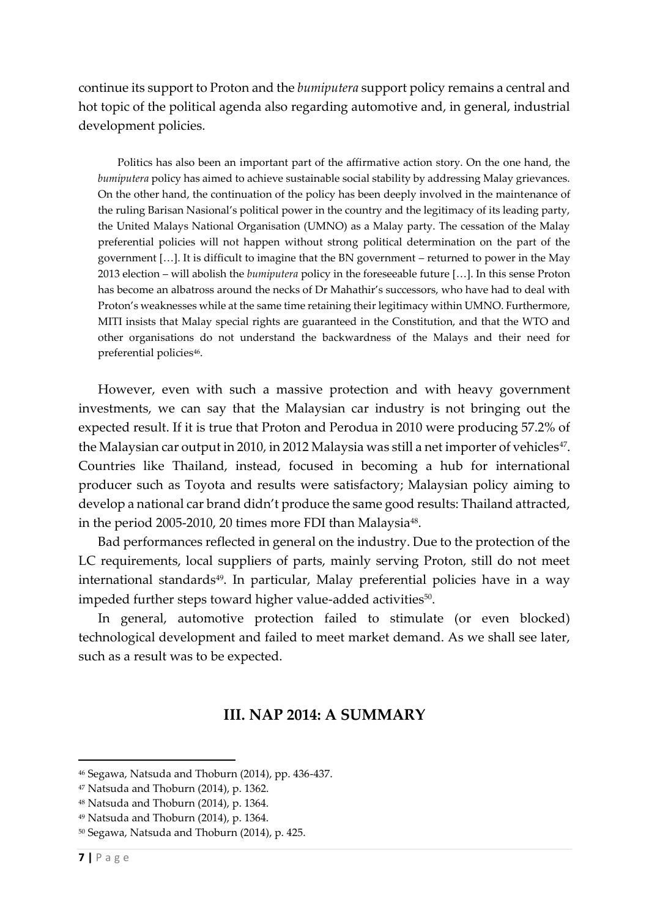continue its support to Proton and the *bumiputera* support policy remains a central and hot topic of the political agenda also regarding automotive and, in general, industrial development policies.

> Politics has also been an important part of the affirmative action story. On the one hand, the *bumiputera* policy has aimed to achieve sustainable social stability by addressing Malay grievances. On the other hand, the continuation of the policy has been deeply involved in the maintenance of the ruling Barisan Nasional's political power in the country and the legitimacy of its leading party, the United Malays National Organisation (UMNO) as a Malay party. The cessation of the Malay preferential policies will not happen without strong political determination on the part of the government […]. It is difficult to imagine that the BN government – returned to power in the May 2013 election – will abolish the *bumiputera* policy in the foreseeable future […]. In this sense Proton has become an albatross around the necks of Dr Mahathir's successors, who have had to deal with Proton's weaknesses while at the same time retaining their legitimacy within UMNO. Furthermore, MITI insists that Malay special rights are guaranteed in the Constitution, and that the WTO and other organisations do not understand the backwardness of the Malays and their need for preferential policies[46].

However, even with such a massive protection and with heavy government investments, we can say that the Malaysian car industry is not bringing out the expected result. If it is true that Proton and Perodua in 2010 were producing 57.2% of the Malaysian car output in 2010, in 2012 Malaysia was still a net importer of vehicles[47]. Countries like Thailand, instead, focused in becoming a hub for international producer such as Toyota and results were satisfactory; Malaysian policy aiming to develop a national car brand didn't produce the same good results: Thailand attracted, in the period 2005-2010, 20 times more FDI than Malaysia[48].

Bad performances reflected in general on the industry. Due to the protection of the LC requirements, local suppliers of parts, mainly serving Proton, still do not meet international standards[49]. In particular, Malay preferential policies have in a way impeded further steps toward higher value-added activities[50].

In general, automotive protection failed to stimulate (or even blocked) technological development and failed to meet market demand. As we shall see later, such as a result was to be expected.

## III. NAP 2014: A SUMMARY

---

[46] Segawa, Natsuda and Thoburn (2014), pp. 436-437.

[47] Natsuda and Thoburn (2014), p. 1362.

[48] Natsuda and Thoburn (2014), p. 1364.

[49] Natsuda and Thoburn (2014), p. 1364.

[50] Segawa, Natsuda and Thoburn (2014), p. 425.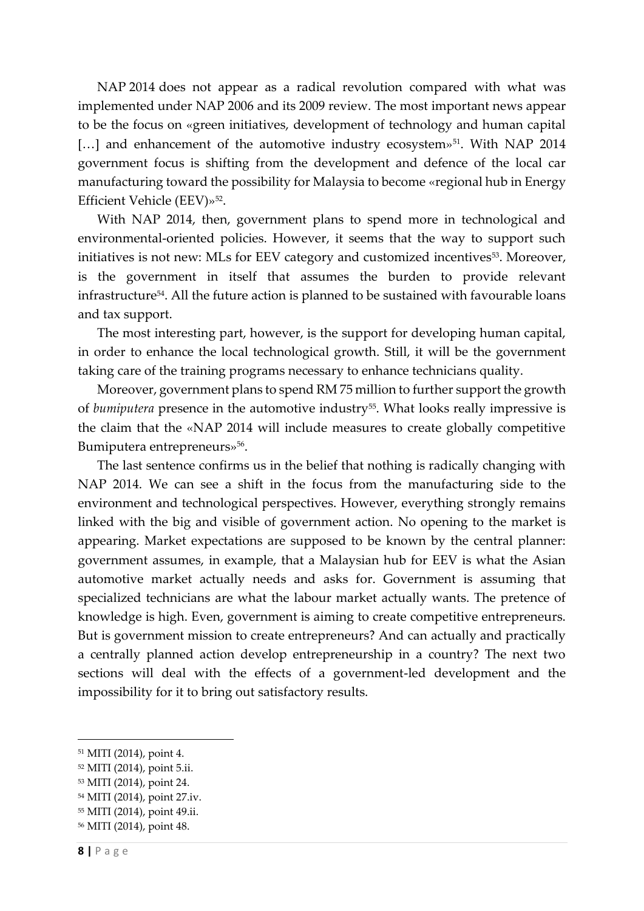NAP 2014 does not appear as a radical revolution compared with what was implemented under NAP 2006 and its 2009 review. The most important news appear to be the focus on «green initiatives, development of technology and human capital […] and enhancement of the automotive industry ecosystem»[51]. With NAP 2014 government focus is shifting from the development and defence of the local car manufacturing toward the possibility for Malaysia to become «regional hub in Energy Efficient Vehicle (EEV)»[52].

With NAP 2014, then, government plans to spend more in technological and environmental-oriented policies. However, it seems that the way to support such initiatives is not new: MLs for EEV category and customized incentives[53]. Moreover, is the government in itself that assumes the burden to provide relevant infrastructure[54]. All the future action is planned to be sustained with favourable loans and tax support.

The most interesting part, however, is the support for developing human capital, in order to enhance the local technological growth. Still, it will be the government taking care of the training programs necessary to enhance technicians quality.

Moreover, government plans to spend RM 75 million to further support the growth of *bumiputera* presence in the automotive industry[55]. What looks really impressive is the claim that the «NAP 2014 will include measures to create globally competitive Bumiputera entrepreneurs»[56].

The last sentence confirms us in the belief that nothing is radically changing with NAP 2014. We can see a shift in the focus from the manufacturing side to the environment and technological perspectives. However, everything strongly remains linked with the big and visible of government action. No opening to the market is appearing. Market expectations are supposed to be known by the central planner: government assumes, in example, that a Malaysian hub for EEV is what the Asian automotive market actually needs and asks for. Government is assuming that specialized technicians are what the labour market actually wants. The pretence of knowledge is high. Even, government is aiming to create competitive entrepreneurs. But is government mission to create entrepreneurs? And can actually and practically a centrally planned action develop entrepreneurship in a country? The next two sections will deal with the effects of a government-led development and the impossibility for it to bring out satisfactory results.

---

[51] MITI (2014), point 4.

[52] MITI (2014), point 5.ii.

[53] MITI (2014), point 24.

[54] MITI (2014), point 27.iv.

[55] MITI (2014), point 49.ii.

[56] MITI (2014), point 48.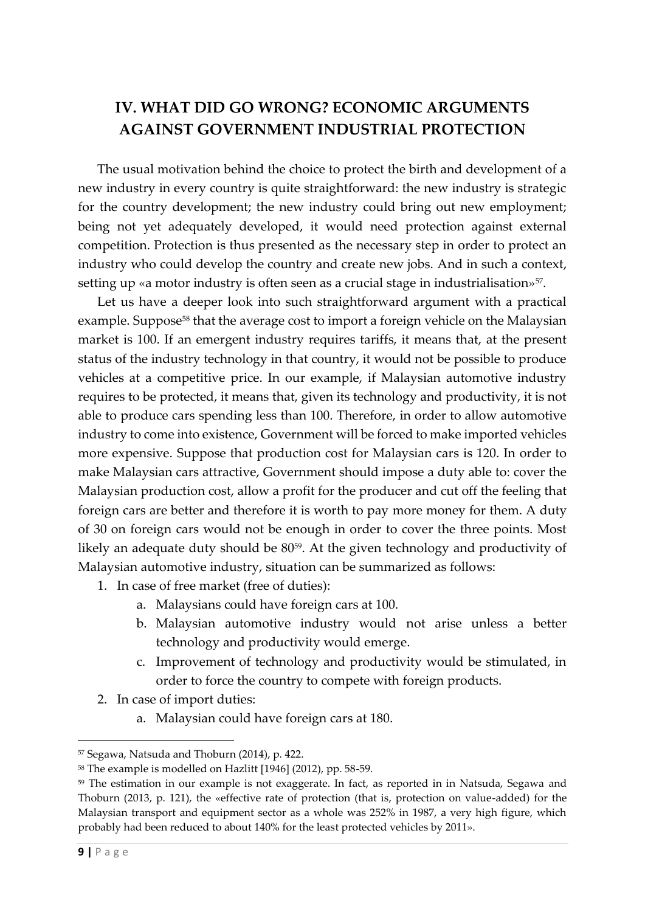## IV. WHAT DID GO WRONG? ECONOMIC ARGUMENTS AGAINST GOVERNMENT INDUSTRIAL PROTECTION

The usual motivation behind the choice to protect the birth and development of a new industry in every country is quite straightforward: the new industry is strategic for the country development; the new industry could bring out new employment; being not yet adequately developed, it would need protection against external competition. Protection is thus presented as the necessary step in order to protect an industry who could develop the country and create new jobs. And in such a context, setting up «a motor industry is often seen as a crucial stage in industrialisation»[57].

Let us have a deeper look into such straightforward argument with a practical example. Suppose[58] that the average cost to import a foreign vehicle on the Malaysian market is 100. If an emergent industry requires tariffs, it means that, at the present status of the industry technology in that country, it would not be possible to produce vehicles at a competitive price. In our example, if Malaysian automotive industry requires to be protected, it means that, given its technology and productivity, it is not able to produce cars spending less than 100. Therefore, in order to allow automotive industry to come into existence, Government will be forced to make imported vehicles more expensive. Suppose that production cost for Malaysian cars is 120. In order to make Malaysian cars attractive, Government should impose a duty able to: cover the Malaysian production cost, allow a profit for the producer and cut off the feeling that foreign cars are better and therefore it is worth to pay more money for them. A duty of 30 on foreign cars would not be enough in order to cover the three points. Most likely an adequate duty should be 80[59]. At the given technology and productivity of Malaysian automotive industry, situation can be summarized as follows:

1. In case of free market (free of duties):
    a. Malaysians could have foreign cars at 100.
    b. Malaysian automotive industry would not arise unless a better technology and productivity would emerge.
    c. Improvement of technology and productivity would be stimulated, in order to force the country to compete with foreign products.
2. In case of import duties:
    a. Malaysian could have foreign cars at 180.

---

[57] Segawa, Natsuda and Thoburn (2014), p. 422.

[58] The example is modelled on Hazlitt [1946] (2012), pp. 58-59.

[59] The estimation in our example is not exaggerate. In fact, as reported in in Natsuda, Segawa and Thoburn (2013, p. 121), the «effective rate of protection (that is, protection on value-added) for the Malaysian transport and equipment sector as a whole was 252% in 1987, a very high figure, which probably had been reduced to about 140% for the least protected vehicles by 2011».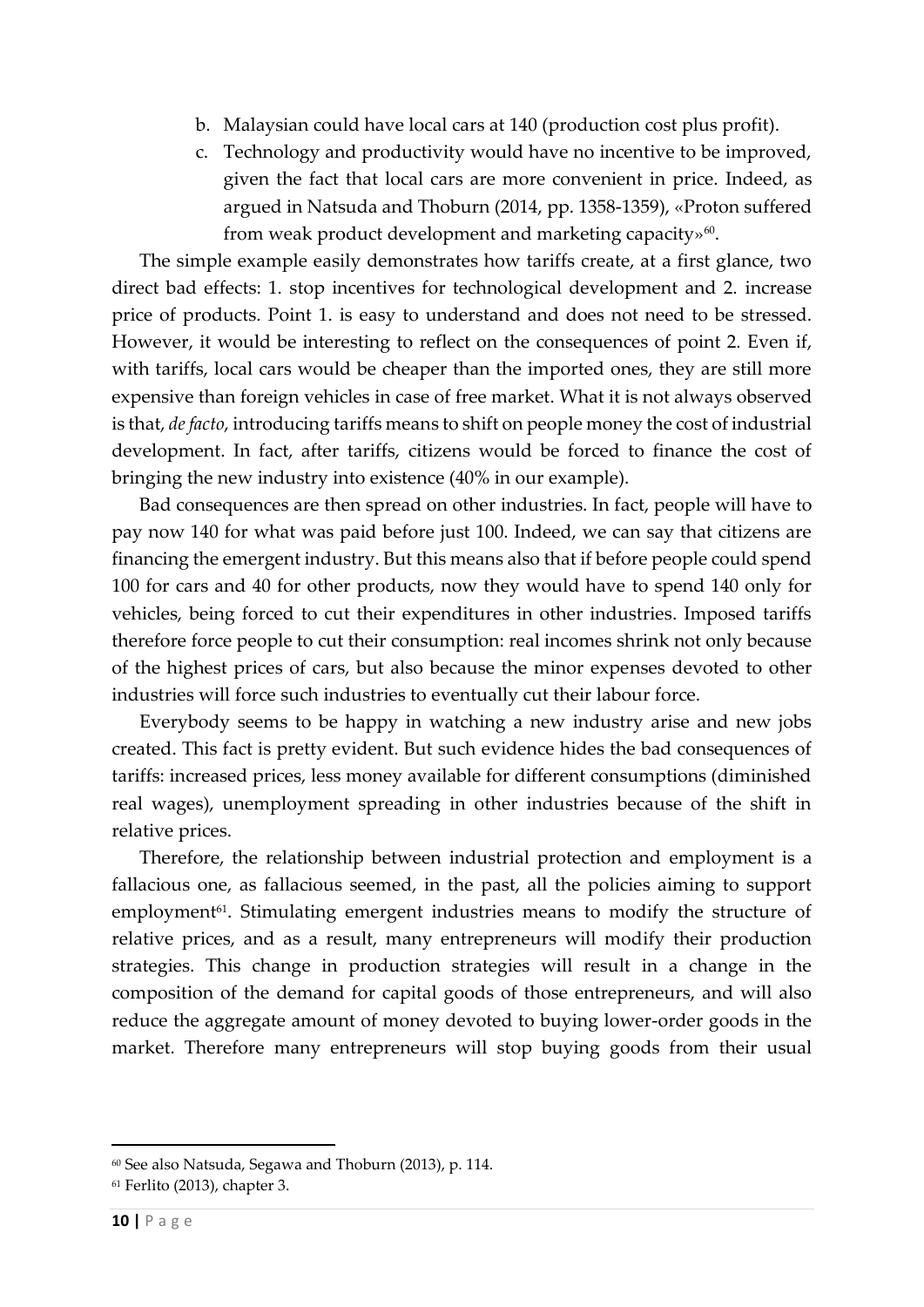b. Malaysian could have local cars at 140 (production cost plus profit).

c. Technology and productivity would have no incentive to be improved, given the fact that local cars are more convenient in price. Indeed, as argued in Natsuda and Thoburn (2014, pp. 1358-1359), «Proton suffered from weak product development and marketing capacity»[60].

The simple example easily demonstrates how tariffs create, at a first glance, two direct bad effects: 1. stop incentives for technological development and 2. increase price of products. Point 1. is easy to understand and does not need to be stressed. However, it would be interesting to reflect on the consequences of point 2. Even if, with tariffs, local cars would be cheaper than the imported ones, they are still more expensive than foreign vehicles in case of free market. What it is not always observed is that, *de facto*, introducing tariffs means to shift on people money the cost of industrial development. In fact, after tariffs, citizens would be forced to finance the cost of bringing the new industry into existence (40% in our example).

Bad consequences are then spread on other industries. In fact, people will have to pay now 140 for what was paid before just 100. Indeed, we can say that citizens are financing the emergent industry. But this means also that if before people could spend 100 for cars and 40 for other products, now they would have to spend 140 only for vehicles, being forced to cut their expenditures in other industries. Imposed tariffs therefore force people to cut their consumption: real incomes shrink not only because of the highest prices of cars, but also because the minor expenses devoted to other industries will force such industries to eventually cut their labour force.

Everybody seems to be happy in watching a new industry arise and new jobs created. This fact is pretty evident. But such evidence hides the bad consequences of tariffs: increased prices, less money available for different consumptions (diminished real wages), unemployment spreading in other industries because of the shift in relative prices.

Therefore, the relationship between industrial protection and employment is a fallacious one, as fallacious seemed, in the past, all the policies aiming to support employment[61]. Stimulating emergent industries means to modify the structure of relative prices, and as a result, many entrepreneurs will modify their production strategies. This change in production strategies will result in a change in the composition of the demand for capital goods of those entrepreneurs, and will also reduce the aggregate amount of money devoted to buying lower-order goods in the market. Therefore many entrepreneurs will stop buying goods from their usual

---

[60] See also Natsuda, Segawa and Thoburn (2013), p. 114.

[61] Ferlito (2013), chapter 3.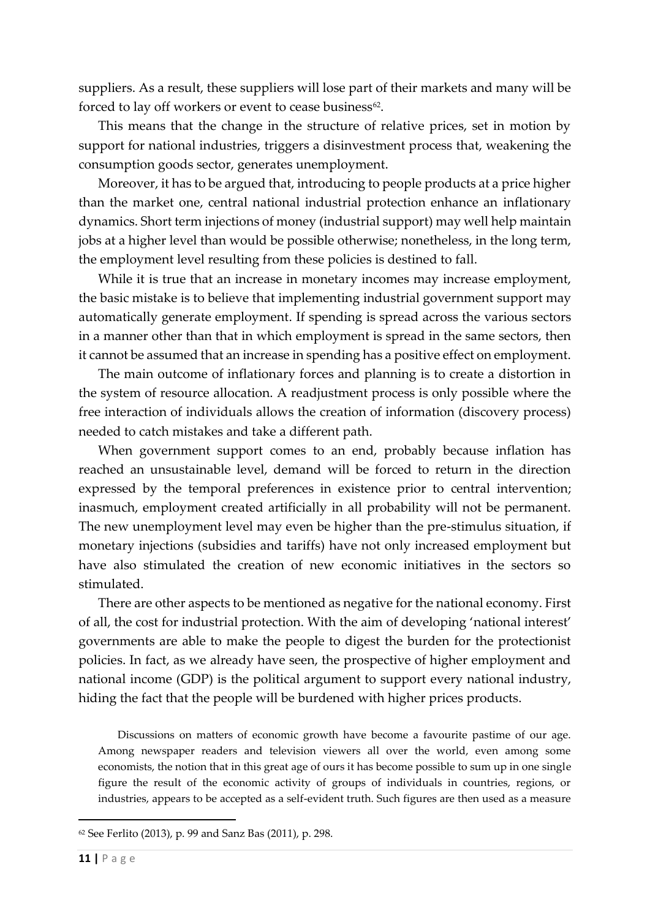suppliers. As a result, these suppliers will lose part of their markets and many will be forced to lay off workers or event to cease business[62].

This means that the change in the structure of relative prices, set in motion by support for national industries, triggers a disinvestment process that, weakening the consumption goods sector, generates unemployment.

Moreover, it has to be argued that, introducing to people products at a price higher than the market one, central national industrial protection enhance an inflationary dynamics. Short term injections of money (industrial support) may well help maintain jobs at a higher level than would be possible otherwise; nonetheless, in the long term, the employment level resulting from these policies is destined to fall.

While it is true that an increase in monetary incomes may increase employment, the basic mistake is to believe that implementing industrial government support may automatically generate employment. If spending is spread across the various sectors in a manner other than that in which employment is spread in the same sectors, then it cannot be assumed that an increase in spending has a positive effect on employment.

The main outcome of inflationary forces and planning is to create a distortion in the system of resource allocation. A readjustment process is only possible where the free interaction of individuals allows the creation of information (discovery process) needed to catch mistakes and take a different path.

When government support comes to an end, probably because inflation has reached an unsustainable level, demand will be forced to return in the direction expressed by the temporal preferences in existence prior to central intervention; inasmuch, employment created artificially in all probability will not be permanent. The new unemployment level may even be higher than the pre-stimulus situation, if monetary injections (subsidies and tariffs) have not only increased employment but have also stimulated the creation of new economic initiatives in the sectors so stimulated.

There are other aspects to be mentioned as negative for the national economy. First of all, the cost for industrial protection. With the aim of developing 'national interest' governments are able to make the people to digest the burden for the protectionist policies. In fact, as we already have seen, the prospective of higher employment and national income (GDP) is the political argument to support every national industry, hiding the fact that the people will be burdened with higher prices products.

> Discussions on matters of economic growth have become a favourite pastime of our age. Among newspaper readers and television viewers all over the world, even among some economists, the notion that in this great age of ours it has become possible to sum up in one single figure the result of the economic activity of groups of individuals in countries, regions, or industries, appears to be accepted as a self-evident truth. Such figures are then used as a measure

[62] See Ferlito (2013), p. 99 and Sanz Bas (2011), p. 298.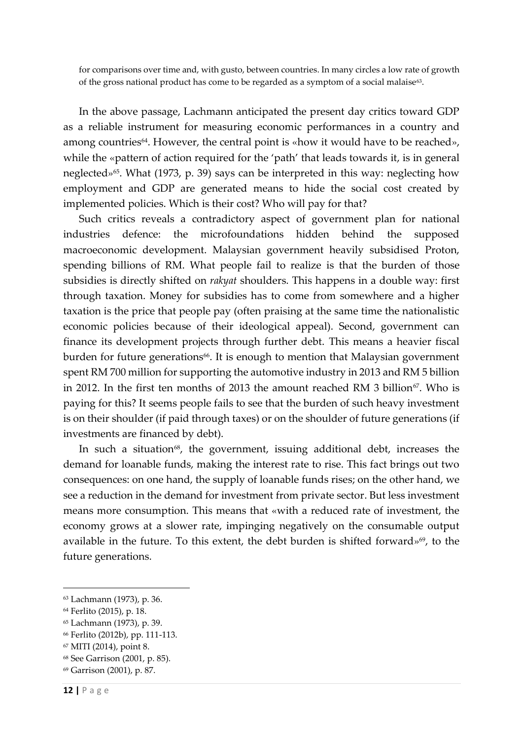for comparisons over time and, with gusto, between countries. In many circles a low rate of growth of the gross national product has come to be regarded as a symptom of a social malaise[63].

In the above passage, Lachmann anticipated the present day critics toward GDP as a reliable instrument for measuring economic performances in a country and among countries[64]. However, the central point is «how it would have to be reached», while the «pattern of action required for the 'path' that leads towards it, is in general neglected»[65]. What (1973, p. 39) says can be interpreted in this way: neglecting how employment and GDP are generated means to hide the social cost created by implemented policies. Which is their cost? Who will pay for that?

Such critics reveals a contradictory aspect of government plan for national industries defence: the microfoundations hidden behind the supposed macroeconomic development. Malaysian government heavily subsidised Proton, spending billions of RM. What people fail to realize is that the burden of those subsidies is directly shifted on *rakyat* shoulders. This happens in a double way: first through taxation. Money for subsidies has to come from somewhere and a higher taxation is the price that people pay (often praising at the same time the nationalistic economic policies because of their ideological appeal). Second, government can finance its development projects through further debt. This means a heavier fiscal burden for future generations[66]. It is enough to mention that Malaysian government spent RM 700 million for supporting the automotive industry in 2013 and RM 5 billion in 2012. In the first ten months of 2013 the amount reached RM 3 billion[67]. Who is paying for this? It seems people fails to see that the burden of such heavy investment is on their shoulder (if paid through taxes) or on the shoulder of future generations (if investments are financed by debt).

In such a situation[68], the government, issuing additional debt, increases the demand for loanable funds, making the interest rate to rise. This fact brings out two consequences: on one hand, the supply of loanable funds rises; on the other hand, we see a reduction in the demand for investment from private sector. But less investment means more consumption. This means that «with a reduced rate of investment, the economy grows at a slower rate, impinging negatively on the consumable output available in the future. To this extent, the debt burden is shifted forward»[69], to the future generations.

---

[63] Lachmann (1973), p. 36.

[64] Ferlito (2015), p. 18.

[65] Lachmann (1973), p. 39.

[66] Ferlito (2012b), pp. 111-113.

[67] MITI (2014), point 8.

[68] See Garrison (2001, p. 85).

[69] Garrison (2001), p. 87.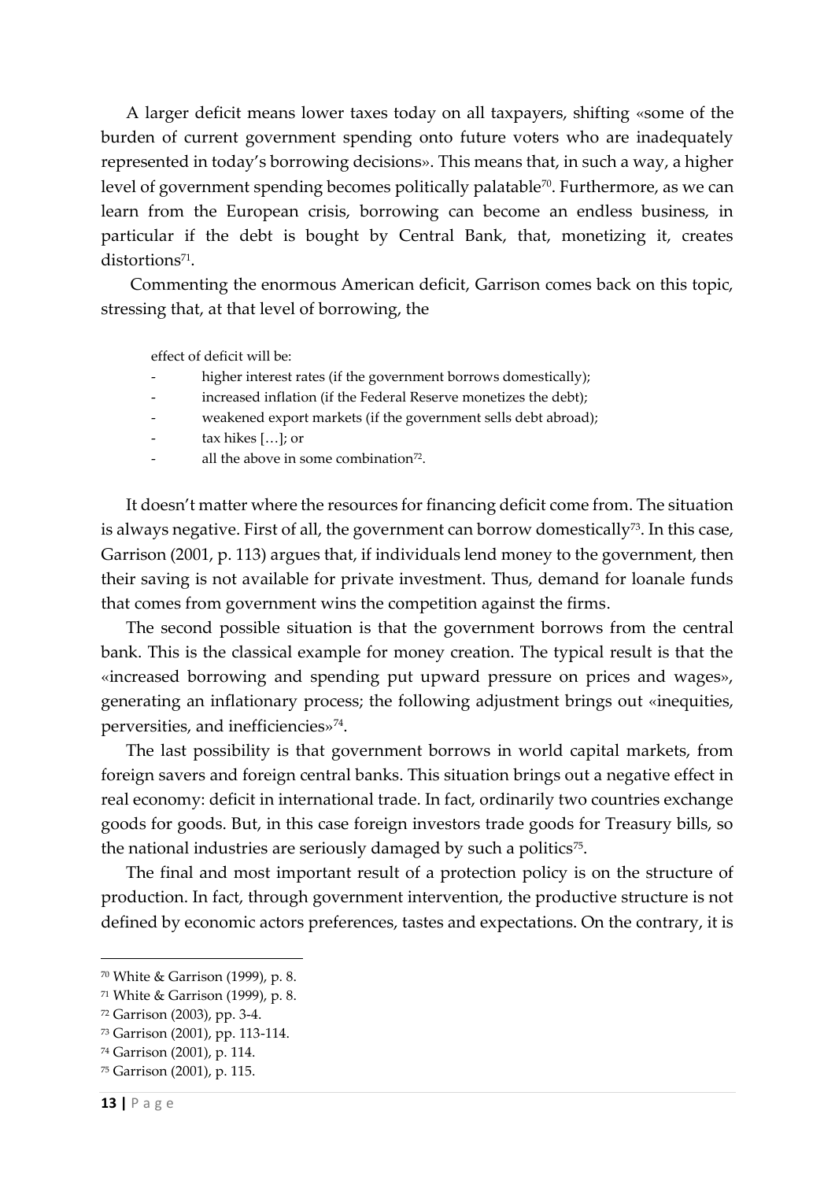A larger deficit means lower taxes today on all taxpayers, shifting «some of the burden of current government spending onto future voters who are inadequately represented in today's borrowing decisions». This means that, in such a way, a higher level of government spending becomes politically palatable[70]. Furthermore, as we can learn from the European crisis, borrowing can become an endless business, in particular if the debt is bought by Central Bank, that, monetizing it, creates distortions[71].

Commenting the enormous American deficit, Garrison comes back on this topic, stressing that, at that level of borrowing, the

> effect of deficit will be:
> - higher interest rates (if the government borrows domestically);
> - increased inflation (if the Federal Reserve monetizes the debt);
> - weakened export markets (if the government sells debt abroad);
> - tax hikes […]; or
> - all the above in some combination[72].

It doesn't matter where the resources for financing deficit come from. The situation is always negative. First of all, the government can borrow domestically[73]. In this case, Garrison (2001, p. 113) argues that, if individuals lend money to the government, then their saving is not available for private investment. Thus, demand for loanale funds that comes from government wins the competition against the firms.

The second possible situation is that the government borrows from the central bank. This is the classical example for money creation. The typical result is that the «increased borrowing and spending put upward pressure on prices and wages», generating an inflationary process; the following adjustment brings out «inequities, perversities, and inefficiencies»[74].

The last possibility is that government borrows in world capital markets, from foreign savers and foreign central banks. This situation brings out a negative effect in real economy: deficit in international trade. In fact, ordinarily two countries exchange goods for goods. But, in this case foreign investors trade goods for Treasury bills, so the national industries are seriously damaged by such a politics[75].

The final and most important result of a protection policy is on the structure of production. In fact, through government intervention, the productive structure is not defined by economic actors preferences, tastes and expectations. On the contrary, it is

---

[70] White & Garrison (1999), p. 8.

[71] White & Garrison (1999), p. 8.

[72] Garrison (2003), pp. 3-4.

[73] Garrison (2001), pp. 113-114.

[74] Garrison (2001), p. 114.

[75] Garrison (2001), p. 115.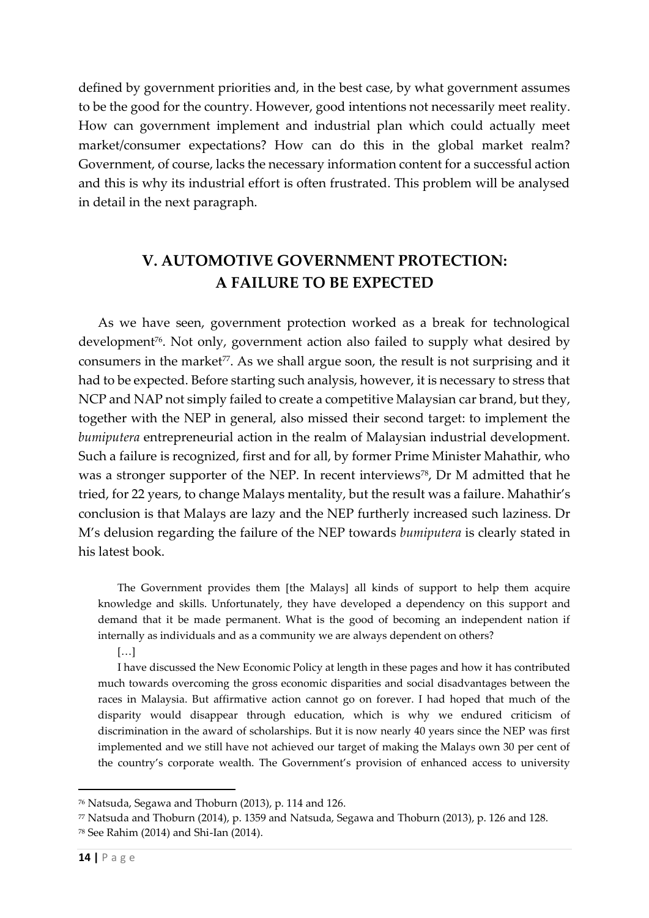defined by government priorities and, in the best case, by what government assumes to be the good for the country. However, good intentions not necessarily meet reality. How can government implement and industrial plan which could actually meet market/consumer expectations? How can do this in the global market realm? Government, of course, lacks the necessary information content for a successful action and this is why its industrial effort is often frustrated. This problem will be analysed in detail in the next paragraph.

## V. AUTOMOTIVE GOVERNMENT PROTECTION: A FAILURE TO BE EXPECTED

As we have seen, government protection worked as a break for technological development[76]. Not only, government action also failed to supply what desired by consumers in the market[77]. As we shall argue soon, the result is not surprising and it had to be expected. Before starting such analysis, however, it is necessary to stress that NCP and NAP not simply failed to create a competitive Malaysian car brand, but they, together with the NEP in general, also missed their second target: to implement the *bumiputera* entrepreneurial action in the realm of Malaysian industrial development. Such a failure is recognized, first and for all, by former Prime Minister Mahathir, who was a stronger supporter of the NEP. In recent interviews[78], Dr M admitted that he tried, for 22 years, to change Malays mentality, but the result was a failure. Mahathir's conclusion is that Malays are lazy and the NEP furtherly increased such laziness. Dr M's delusion regarding the failure of the NEP towards *bumiputera* is clearly stated in his latest book.

> The Government provides them [the Malays] all kinds of support to help them acquire knowledge and skills. Unfortunately, they have developed a dependency on this support and demand that it be made permanent. What is the good of becoming an independent nation if internally as individuals and as a community we are always dependent on others?
>
> […]
>
> I have discussed the New Economic Policy at length in these pages and how it has contributed much towards overcoming the gross economic disparities and social disadvantages between the races in Malaysia. But affirmative action cannot go on forever. I had hoped that much of the disparity would disappear through education, which is why we endured criticism of discrimination in the award of scholarships. But it is now nearly 40 years since the NEP was first implemented and we still have not achieved our target of making the Malays own 30 per cent of the country's corporate wealth. The Government's provision of enhanced access to university

---

[76] Natsuda, Segawa and Thoburn (2013), p. 114 and 126.

[77] Natsuda and Thoburn (2014), p. 1359 and Natsuda, Segawa and Thoburn (2013), p. 126 and 128.

[78] See Rahim (2014) and Shi-Ian (2014).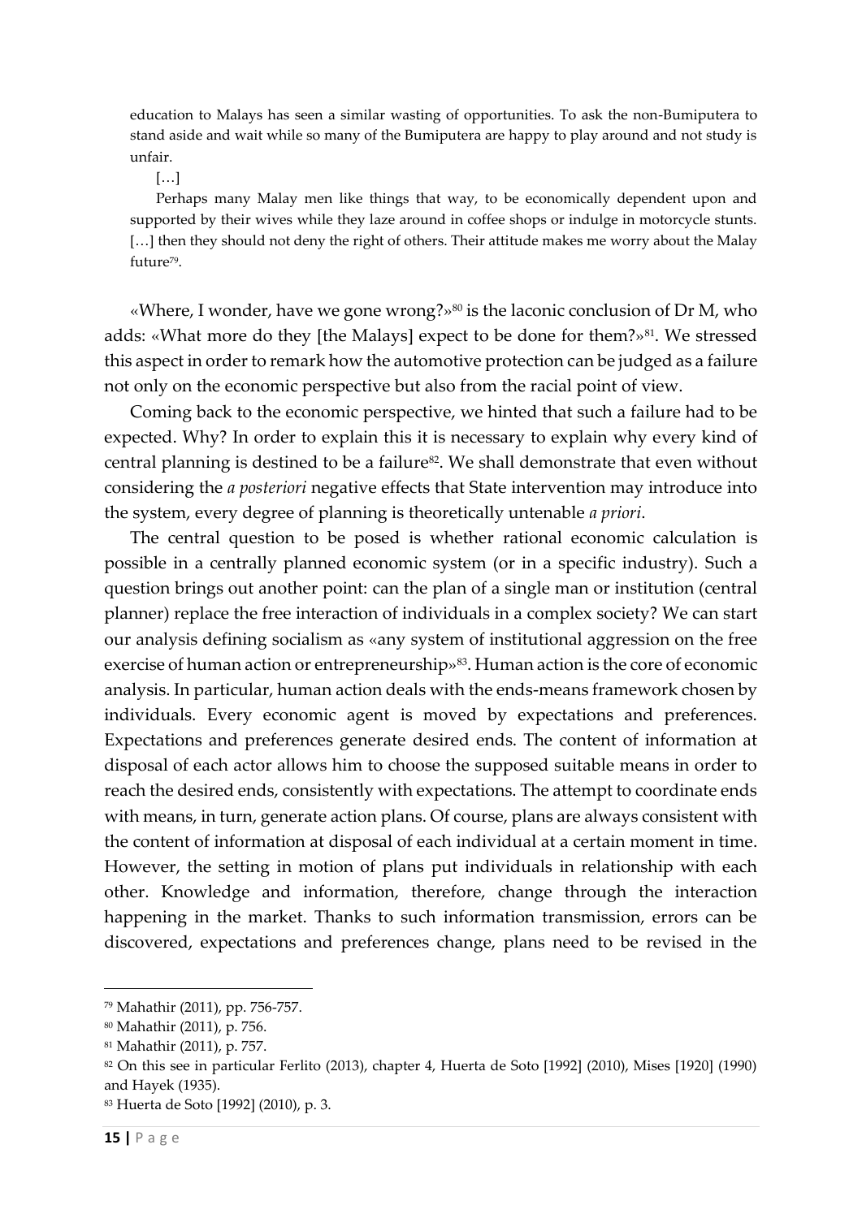> education to Malays has seen a similar wasting of opportunities. To ask the non-Bumiputera to stand aside and wait while so many of the Bumiputera are happy to play around and not study is unfair.
>
> […]
>
> Perhaps many Malay men like things that way, to be economically dependent upon and supported by their wives while they laze around in coffee shops or indulge in motorcycle stunts. […] then they should not deny the right of others. Their attitude makes me worry about the Malay future[79].

«Where, I wonder, have we gone wrong?»[80] is the laconic conclusion of Dr M, who adds: «What more do they [the Malays] expect to be done for them?»[81]. We stressed this aspect in order to remark how the automotive protection can be judged as a failure not only on the economic perspective but also from the racial point of view.

Coming back to the economic perspective, we hinted that such a failure had to be expected. Why? In order to explain this it is necessary to explain why every kind of central planning is destined to be a failure[82]. We shall demonstrate that even without considering the *a posteriori* negative effects that State intervention may introduce into the system, every degree of planning is theoretically untenable *a priori*.

The central question to be posed is whether rational economic calculation is possible in a centrally planned economic system (or in a specific industry). Such a question brings out another point: can the plan of a single man or institution (central planner) replace the free interaction of individuals in a complex society? We can start our analysis defining socialism as «any system of institutional aggression on the free exercise of human action or entrepreneurship»[83]. Human action is the core of economic analysis. In particular, human action deals with the ends-means framework chosen by individuals. Every economic agent is moved by expectations and preferences. Expectations and preferences generate desired ends. The content of information at disposal of each actor allows him to choose the supposed suitable means in order to reach the desired ends, consistently with expectations. The attempt to coordinate ends with means, in turn, generate action plans. Of course, plans are always consistent with the content of information at disposal of each individual at a certain moment in time. However, the setting in motion of plans put individuals in relationship with each other. Knowledge and information, therefore, change through the interaction happening in the market. Thanks to such information transmission, errors can be discovered, expectations and preferences change, plans need to be revised in the

---

[79] Mahathir (2011), pp. 756-757.

[80] Mahathir (2011), p. 756.

[81] Mahathir (2011), p. 757.

[82] On this see in particular Ferlito (2013), chapter 4, Huerta de Soto [1992] (2010), Mises [1920] (1990) and Hayek (1935).

[83] Huerta de Soto [1992] (2010), p. 3.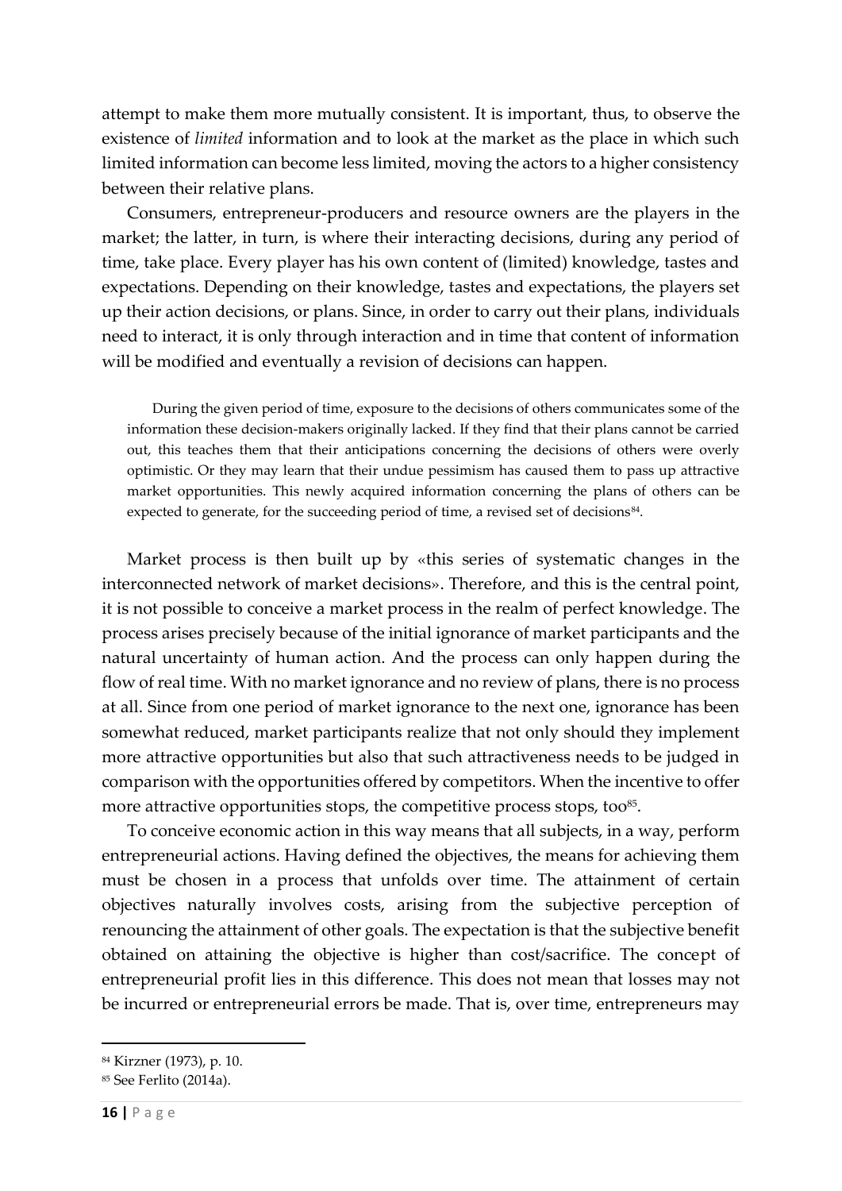attempt to make them more mutually consistent. It is important, thus, to observe the existence of *limited* information and to look at the market as the place in which such limited information can become less limited, moving the actors to a higher consistency between their relative plans.

Consumers, entrepreneur-producers and resource owners are the players in the market; the latter, in turn, is where their interacting decisions, during any period of time, take place. Every player has his own content of (limited) knowledge, tastes and expectations. Depending on their knowledge, tastes and expectations, the players set up their action decisions, or plans. Since, in order to carry out their plans, individuals need to interact, it is only through interaction and in time that content of information will be modified and eventually a revision of decisions can happen.

> During the given period of time, exposure to the decisions of others communicates some of the information these decision-makers originally lacked. If they find that their plans cannot be carried out, this teaches them that their anticipations concerning the decisions of others were overly optimistic. Or they may learn that their undue pessimism has caused them to pass up attractive market opportunities. This newly acquired information concerning the plans of others can be expected to generate, for the succeeding period of time, a revised set of decisions[84].

Market process is then built up by «this series of systematic changes in the interconnected network of market decisions». Therefore, and this is the central point, it is not possible to conceive a market process in the realm of perfect knowledge. The process arises precisely because of the initial ignorance of market participants and the natural uncertainty of human action. And the process can only happen during the flow of real time. With no market ignorance and no review of plans, there is no process at all. Since from one period of market ignorance to the next one, ignorance has been somewhat reduced, market participants realize that not only should they implement more attractive opportunities but also that such attractiveness needs to be judged in comparison with the opportunities offered by competitors. When the incentive to offer more attractive opportunities stops, the competitive process stops, too[85].

To conceive economic action in this way means that all subjects, in a way, perform entrepreneurial actions. Having defined the objectives, the means for achieving them must be chosen in a process that unfolds over time. The attainment of certain objectives naturally involves costs, arising from the subjective perception of renouncing the attainment of other goals. The expectation is that the subjective benefit obtained on attaining the objective is higher than cost/sacrifice. The concept of entrepreneurial profit lies in this difference. This does not mean that losses may not be incurred or entrepreneurial errors be made. That is, over time, entrepreneurs may

[84] Kirzner (1973), p. 10.

[85] See Ferlito (2014a).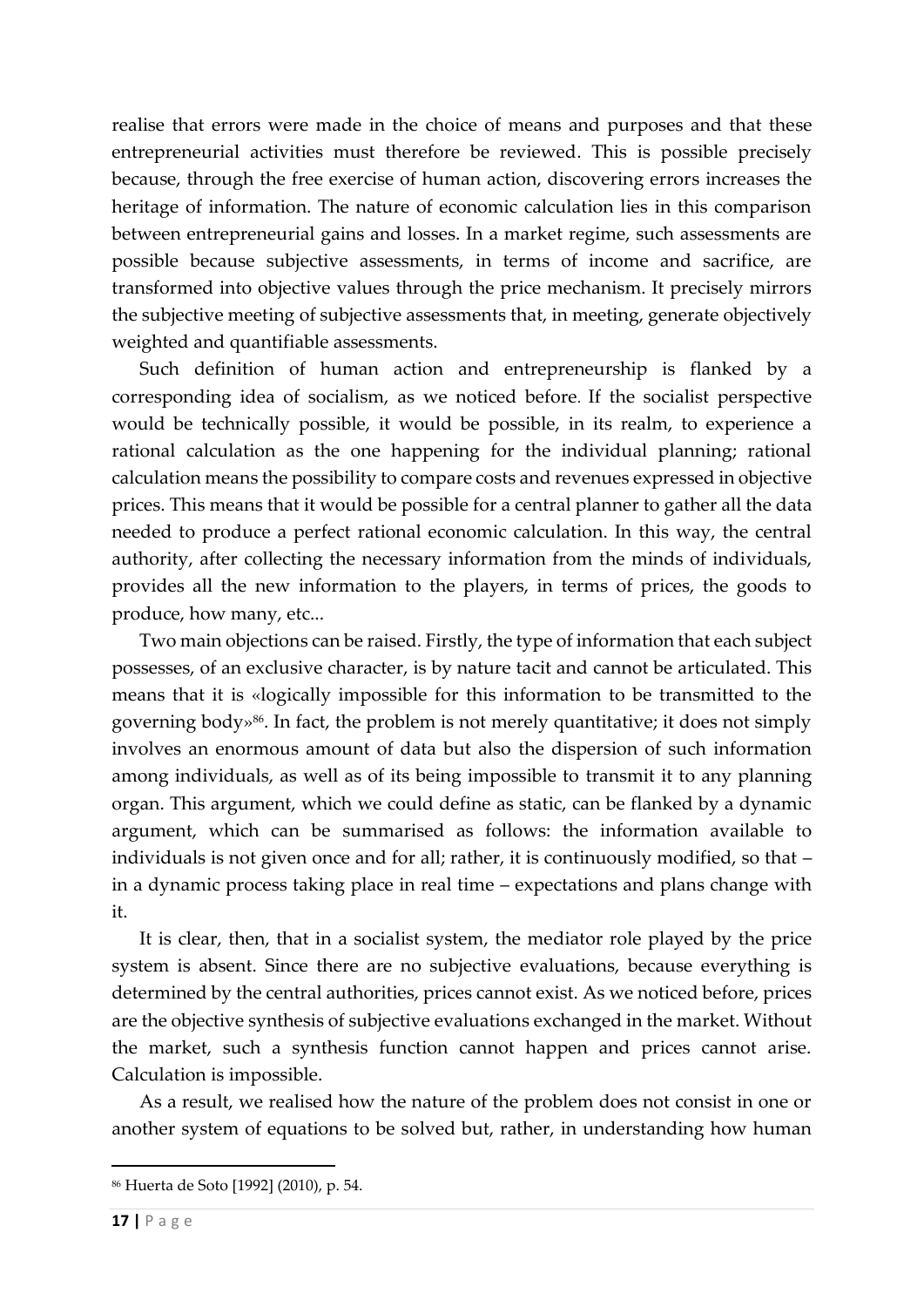realise that errors were made in the choice of means and purposes and that these entrepreneurial activities must therefore be reviewed. This is possible precisely because, through the free exercise of human action, discovering errors increases the heritage of information. The nature of economic calculation lies in this comparison between entrepreneurial gains and losses. In a market regime, such assessments are possible because subjective assessments, in terms of income and sacrifice, are transformed into objective values through the price mechanism. It precisely mirrors the subjective meeting of subjective assessments that, in meeting, generate objectively weighted and quantifiable assessments.

Such definition of human action and entrepreneurship is flanked by a corresponding idea of socialism, as we noticed before. If the socialist perspective would be technically possible, it would be possible, in its realm, to experience a rational calculation as the one happening for the individual planning; rational calculation means the possibility to compare costs and revenues expressed in objective prices. This means that it would be possible for a central planner to gather all the data needed to produce a perfect rational economic calculation. In this way, the central authority, after collecting the necessary information from the minds of individuals, provides all the new information to the players, in terms of prices, the goods to produce, how many, etc...

Two main objections can be raised. Firstly, the type of information that each subject possesses, of an exclusive character, is by nature tacit and cannot be articulated. This means that it is «logically impossible for this information to be transmitted to the governing body»[86]. In fact, the problem is not merely quantitative; it does not simply involves an enormous amount of data but also the dispersion of such information among individuals, as well as of its being impossible to transmit it to any planning organ. This argument, which we could define as static, can be flanked by a dynamic argument, which can be summarised as follows: the information available to individuals is not given once and for all; rather, it is continuously modified, so that – in a dynamic process taking place in real time – expectations and plans change with it.

It is clear, then, that in a socialist system, the mediator role played by the price system is absent. Since there are no subjective evaluations, because everything is determined by the central authorities, prices cannot exist. As we noticed before, prices are the objective synthesis of subjective evaluations exchanged in the market. Without the market, such a synthesis function cannot happen and prices cannot arise. Calculation is impossible.

As a result, we realised how the nature of the problem does not consist in one or another system of equations to be solved but, rather, in understanding how human

[86] Huerta de Soto [1992] (2010), p. 54.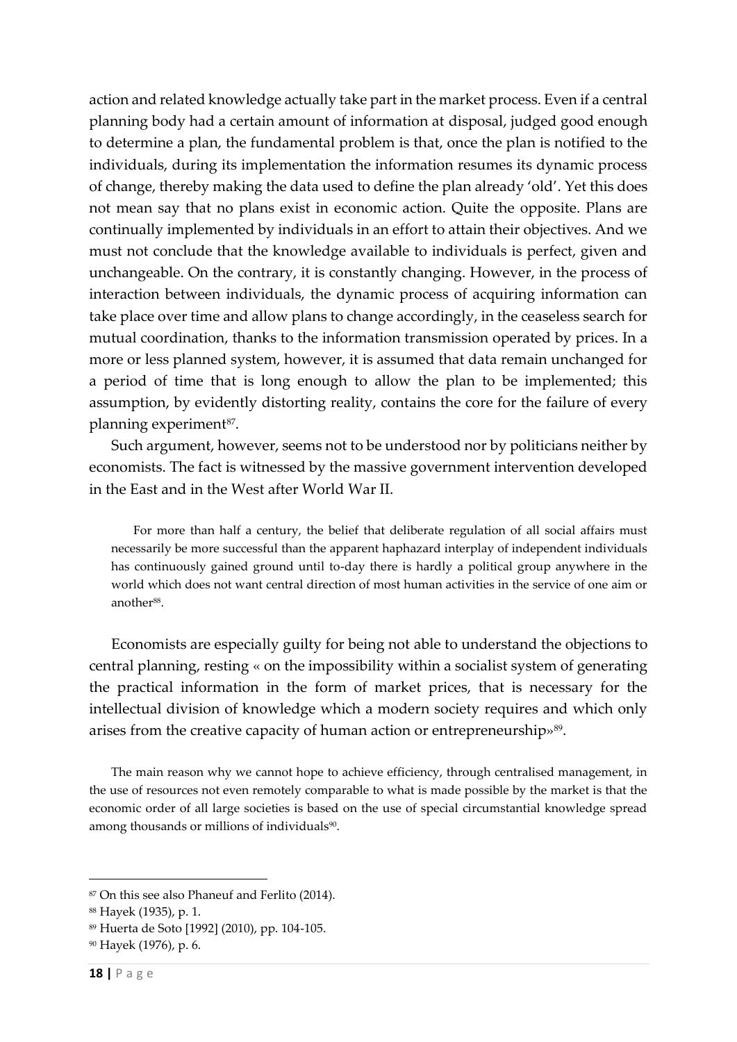action and related knowledge actually take part in the market process. Even if a central planning body had a certain amount of information at disposal, judged good enough to determine a plan, the fundamental problem is that, once the plan is notified to the individuals, during its implementation the information resumes its dynamic process of change, thereby making the data used to define the plan already 'old'. Yet this does not mean say that no plans exist in economic action. Quite the opposite. Plans are continually implemented by individuals in an effort to attain their objectives. And we must not conclude that the knowledge available to individuals is perfect, given and unchangeable. On the contrary, it is constantly changing. However, in the process of interaction between individuals, the dynamic process of acquiring information can take place over time and allow plans to change accordingly, in the ceaseless search for mutual coordination, thanks to the information transmission operated by prices. In a more or less planned system, however, it is assumed that data remain unchanged for a period of time that is long enough to allow the plan to be implemented; this assumption, by evidently distorting reality, contains the core for the failure of every planning experiment[87].

Such argument, however, seems not to be understood nor by politicians neither by economists. The fact is witnessed by the massive government intervention developed in the East and in the West after World War II.

> For more than half a century, the belief that deliberate regulation of all social affairs must necessarily be more successful than the apparent haphazard interplay of independent individuals has continuously gained ground until to-day there is hardly a political group anywhere in the world which does not want central direction of most human activities in the service of one aim or another[88].

Economists are especially guilty for being not able to understand the objections to central planning, resting « on the impossibility within a socialist system of generating the practical information in the form of market prices, that is necessary for the intellectual division of knowledge which a modern society requires and which only arises from the creative capacity of human action or entrepreneurship»[89].

> The main reason why we cannot hope to achieve efficiency, through centralised management, in the use of resources not even remotely comparable to what is made possible by the market is that the economic order of all large societies is based on the use of special circumstantial knowledge spread among thousands or millions of individuals[90].

---

[87] On this see also Phaneuf and Ferlito (2014).

[88] Hayek (1935), p. 1.

[89] Huerta de Soto [1992] (2010), pp. 104-105.

[90] Hayek (1976), p. 6.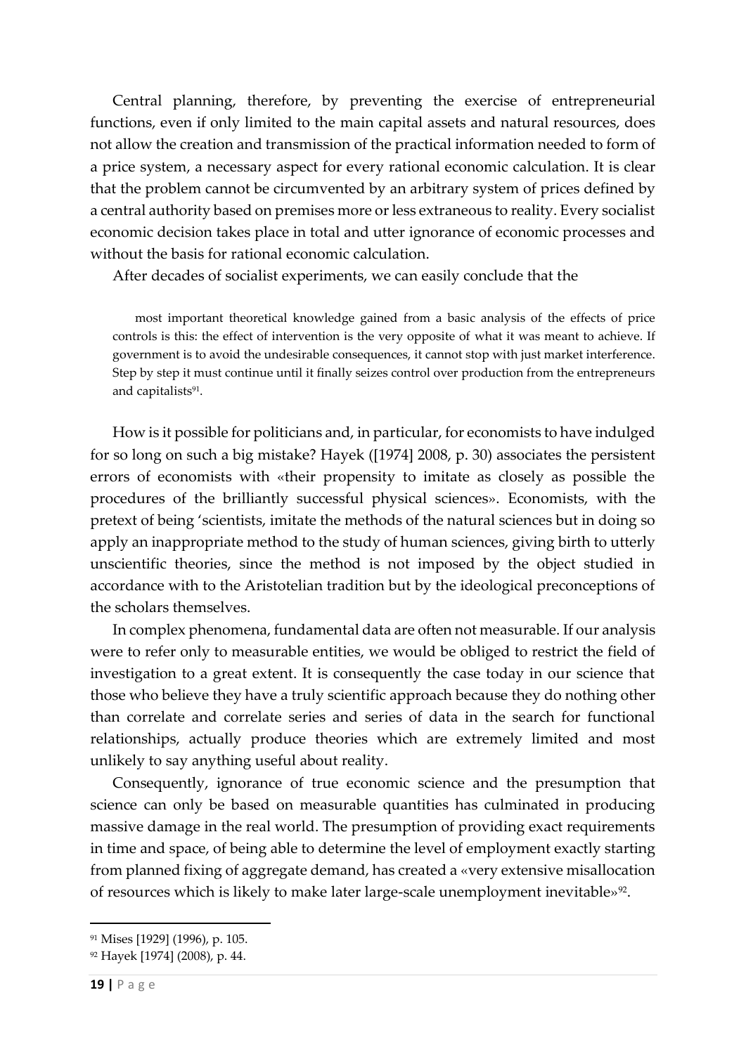Central planning, therefore, by preventing the exercise of entrepreneurial functions, even if only limited to the main capital assets and natural resources, does not allow the creation and transmission of the practical information needed to form of a price system, a necessary aspect for every rational economic calculation. It is clear that the problem cannot be circumvented by an arbitrary system of prices defined by a central authority based on premises more or less extraneous to reality. Every socialist economic decision takes place in total and utter ignorance of economic processes and without the basis for rational economic calculation.

After decades of socialist experiments, we can easily conclude that the

> most important theoretical knowledge gained from a basic analysis of the effects of price controls is this: the effect of intervention is the very opposite of what it was meant to achieve. If government is to avoid the undesirable consequences, it cannot stop with just market interference. Step by step it must continue until it finally seizes control over production from the entrepreneurs and capitalists[91].

How is it possible for politicians and, in particular, for economists to have indulged for so long on such a big mistake? Hayek ([1974] 2008, p. 30) associates the persistent errors of economists with «their propensity to imitate as closely as possible the procedures of the brilliantly successful physical sciences». Economists, with the pretext of being 'scientists, imitate the methods of the natural sciences but in doing so apply an inappropriate method to the study of human sciences, giving birth to utterly unscientific theories, since the method is not imposed by the object studied in accordance with to the Aristotelian tradition but by the ideological preconceptions of the scholars themselves.

In complex phenomena, fundamental data are often not measurable. If our analysis were to refer only to measurable entities, we would be obliged to restrict the field of investigation to a great extent. It is consequently the case today in our science that those who believe they have a truly scientific approach because they do nothing other than correlate and correlate series and series of data in the search for functional relationships, actually produce theories which are extremely limited and most unlikely to say anything useful about reality.

Consequently, ignorance of true economic science and the presumption that science can only be based on measurable quantities has culminated in producing massive damage in the real world. The presumption of providing exact requirements in time and space, of being able to determine the level of employment exactly starting from planned fixing of aggregate demand, has created a «very extensive misallocation of resources which is likely to make later large-scale unemployment inevitable»[92].

---

[91] Mises [1929] (1996), p. 105.

[92] Hayek [1974] (2008), p. 44.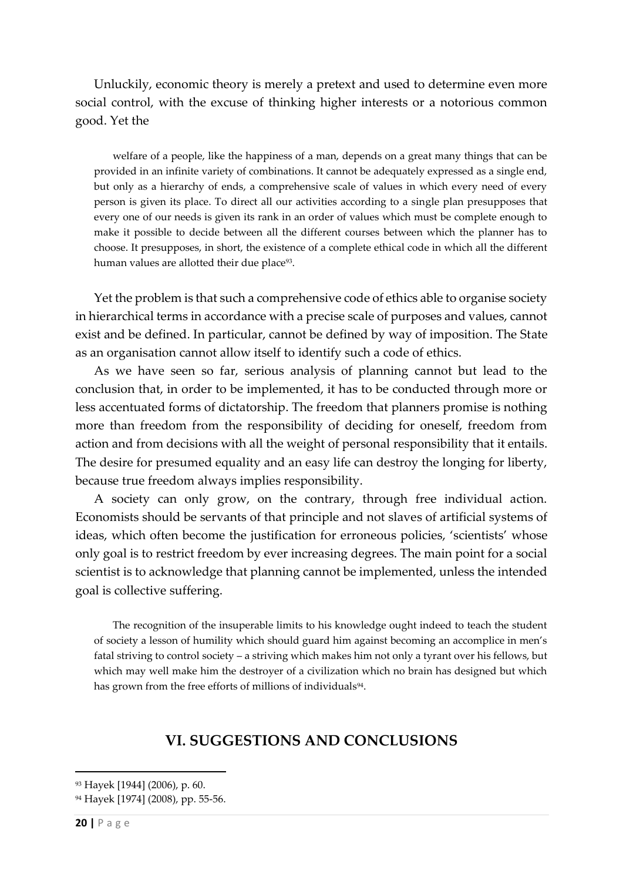Unluckily, economic theory is merely a pretext and used to determine even more social control, with the excuse of thinking higher interests or a notorious common good. Yet the

> welfare of a people, like the happiness of a man, depends on a great many things that can be provided in an infinite variety of combinations. It cannot be adequately expressed as a single end, but only as a hierarchy of ends, a comprehensive scale of values in which every need of every person is given its place. To direct all our activities according to a single plan presupposes that every one of our needs is given its rank in an order of values which must be complete enough to make it possible to decide between all the different courses between which the planner has to choose. It presupposes, in short, the existence of a complete ethical code in which all the different human values are allotted their due place[93].

Yet the problem is that such a comprehensive code of ethics able to organise society in hierarchical terms in accordance with a precise scale of purposes and values, cannot exist and be defined. In particular, cannot be defined by way of imposition. The State as an organisation cannot allow itself to identify such a code of ethics.

As we have seen so far, serious analysis of planning cannot but lead to the conclusion that, in order to be implemented, it has to be conducted through more or less accentuated forms of dictatorship. The freedom that planners promise is nothing more than freedom from the responsibility of deciding for oneself, freedom from action and from decisions with all the weight of personal responsibility that it entails. The desire for presumed equality and an easy life can destroy the longing for liberty, because true freedom always implies responsibility.

A society can only grow, on the contrary, through free individual action. Economists should be servants of that principle and not slaves of artificial systems of ideas, which often become the justification for erroneous policies, 'scientists' whose only goal is to restrict freedom by ever increasing degrees. The main point for a social scientist is to acknowledge that planning cannot be implemented, unless the intended goal is collective suffering.

> The recognition of the insuperable limits to his knowledge ought indeed to teach the student of society a lesson of humility which should guard him against becoming an accomplice in men's fatal striving to control society – a striving which makes him not only a tyrant over his fellows, but which may well make him the destroyer of a civilization which no brain has designed but which has grown from the free efforts of millions of individuals[94].

## VI. SUGGESTIONS AND CONCLUSIONS

[93] Hayek [1944] (2006), p. 60.

[94] Hayek [1974] (2008), pp. 55-56.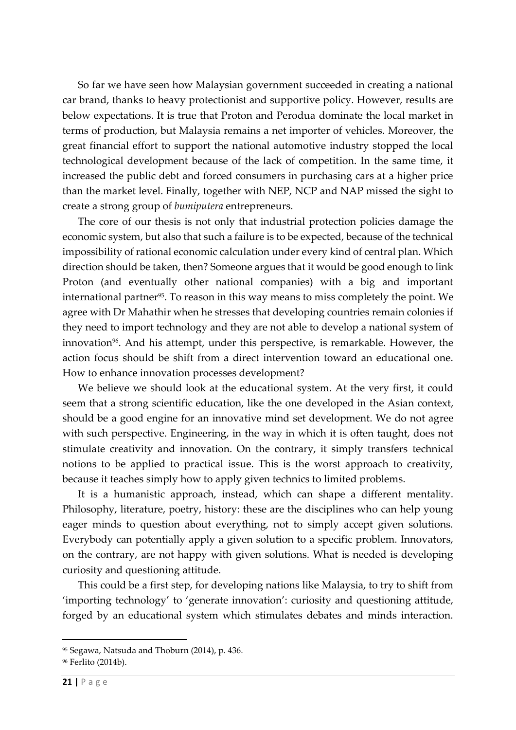So far we have seen how Malaysian government succeeded in creating a national car brand, thanks to heavy protectionist and supportive policy. However, results are below expectations. It is true that Proton and Perodua dominate the local market in terms of production, but Malaysia remains a net importer of vehicles. Moreover, the great financial effort to support the national automotive industry stopped the local technological development because of the lack of competition. In the same time, it increased the public debt and forced consumers in purchasing cars at a higher price than the market level. Finally, together with NEP, NCP and NAP missed the sight to create a strong group of *bumiputera* entrepreneurs.

The core of our thesis is not only that industrial protection policies damage the economic system, but also that such a failure is to be expected, because of the technical impossibility of rational economic calculation under every kind of central plan. Which direction should be taken, then? Someone argues that it would be good enough to link Proton (and eventually other national companies) with a big and important international partner[95]. To reason in this way means to miss completely the point. We agree with Dr Mahathir when he stresses that developing countries remain colonies if they need to import technology and they are not able to develop a national system of innovation[96]. And his attempt, under this perspective, is remarkable. However, the action focus should be shift from a direct intervention toward an educational one. How to enhance innovation processes development?

We believe we should look at the educational system. At the very first, it could seem that a strong scientific education, like the one developed in the Asian context, should be a good engine for an innovative mind set development. We do not agree with such perspective. Engineering, in the way in which it is often taught, does not stimulate creativity and innovation. On the contrary, it simply transfers technical notions to be applied to practical issue. This is the worst approach to creativity, because it teaches simply how to apply given technics to limited problems.

It is a humanistic approach, instead, which can shape a different mentality. Philosophy, literature, poetry, history: these are the disciplines who can help young eager minds to question about everything, not to simply accept given solutions. Everybody can potentially apply a given solution to a specific problem. Innovators, on the contrary, are not happy with given solutions. What is needed is developing curiosity and questioning attitude.

This could be a first step, for developing nations like Malaysia, to try to shift from 'importing technology' to 'generate innovation': curiosity and questioning attitude, forged by an educational system which stimulates debates and minds interaction.

---

[95] Segawa, Natsuda and Thoburn (2014), p. 436.

[96] Ferlito (2014b).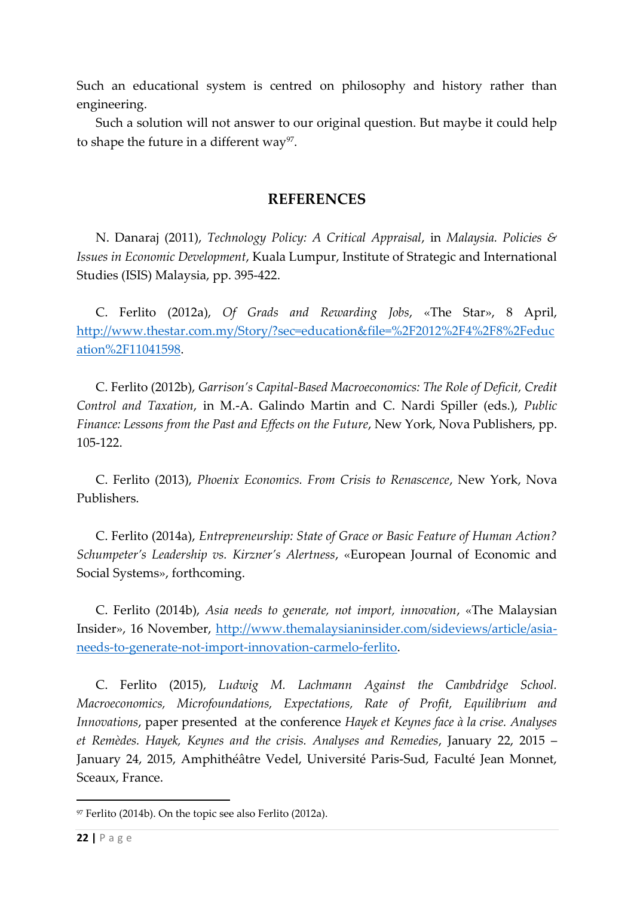Such an educational system is centred on philosophy and history rather than engineering.

Such a solution will not answer to our original question. But maybe it could help to shape the future in a different way[97].

## REFERENCES

N. Danaraj (2011), *Technology Policy: A Critical Appraisal*, in *Malaysia. Policies & Issues in Economic Development*, Kuala Lumpur, Institute of Strategic and International Studies (ISIS) Malaysia, pp. 395-422.

C. Ferlito (2012a), *Of Grads and Rewarding Jobs*, «The Star», 8 April, [http://www.thestar.com.my/Story/?sec=education&file=%2F2012%2F4%2F8%2Feducation%2F11041598](http://www.thestar.com.my/Story/?sec=education&file=%2F2012%2F4%2F8%2Feducation%2F11041598).

C. Ferlito (2012b), *Garrison's Capital-Based Macroeconomics: The Role of Deficit, Credit Control and Taxation*, in M.-A. Galindo Martin and C. Nardi Spiller (eds.), *Public Finance: Lessons from the Past and Effects on the Future*, New York, Nova Publishers, pp. 105-122.

C. Ferlito (2013), *Phoenix Economics. From Crisis to Renascence*, New York, Nova Publishers.

C. Ferlito (2014a), *Entrepreneurship: State of Grace or Basic Feature of Human Action? Schumpeter's Leadership vs. Kirzner's Alertness*, «European Journal of Economic and Social Systems», forthcoming.

C. Ferlito (2014b), *Asia needs to generate, not import, innovation*, «The Malaysian Insider», 16 November, [http://www.themalaysianinsider.com/sideviews/article/asia-needs-to-generate-not-import-innovation-carmelo-ferlito](http://www.themalaysianinsider.com/sideviews/article/asia-needs-to-generate-not-import-innovation-carmelo-ferlito).

C. Ferlito (2015), *Ludwig M. Lachmann Against the Cambdridge School. Macroeconomics, Microfoundations, Expectations, Rate of Profit, Equilibrium and Innovations*, paper presented at the conference *Hayek et Keynes face à la crise. Analyses et Remèdes. Hayek, Keynes and the crisis. Analyses and Remedies*, January 22, 2015 – January 24, 2015, Amphithéâtre Vedel, Université Paris-Sud, Faculté Jean Monnet, Sceaux, France.

---

[97] Ferlito (2014b). On the topic see also Ferlito (2012a).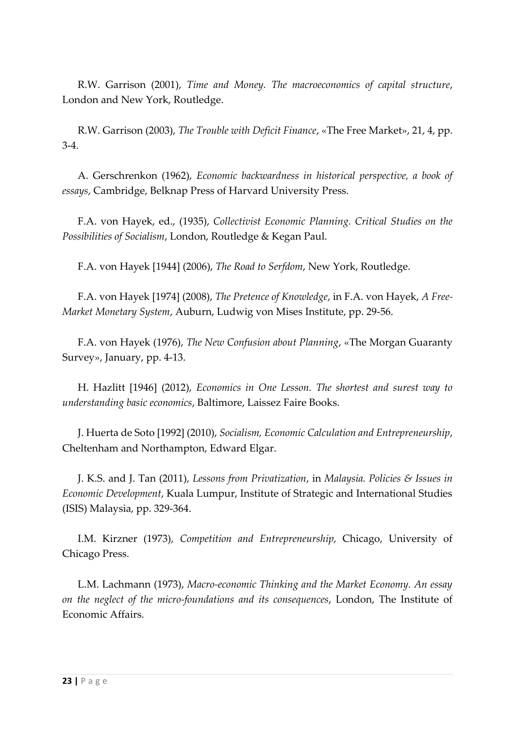R.W. Garrison (2001), *Time and Money. The macroeconomics of capital structure*, London and New York, Routledge.

R.W. Garrison (2003), *The Trouble with Deficit Finance*, «The Free Market», 21, 4, pp. 3-4.

A. Gerschrenkon (1962), *Economic backwardness in historical perspective, a book of essays*, Cambridge, Belknap Press of Harvard University Press.

F.A. von Hayek, ed., (1935), *Collectivist Economic Planning. Critical Studies on the Possibilities of Socialism*, London, Routledge & Kegan Paul.

F.A. von Hayek [1944] (2006), *The Road to Serfdom*, New York, Routledge.

F.A. von Hayek [1974] (2008), *The Pretence of Knowledge*, in F.A. von Hayek, *A Free-Market Monetary System*, Auburn, Ludwig von Mises Institute, pp. 29-56.

F.A. von Hayek (1976), *The New Confusion about Planning*, «The Morgan Guaranty Survey», January, pp. 4-13.

H. Hazlitt [1946] (2012), *Economics in One Lesson. The shortest and surest way to understanding basic economics*, Baltimore, Laissez Faire Books.

J. Huerta de Soto [1992] (2010), *Socialism, Economic Calculation and Entrepreneurship*, Cheltenham and Northampton, Edward Elgar.

J. K.S. and J. Tan (2011), *Lessons from Privatization*, in *Malaysia. Policies & Issues in Economic Development*, Kuala Lumpur, Institute of Strategic and International Studies (ISIS) Malaysia, pp. 329-364.

I.M. Kirzner (1973), *Competition and Entrepreneurship*, Chicago, University of Chicago Press.

L.M. Lachmann (1973), *Macro-economic Thinking and the Market Economy. An essay on the neglect of the micro-foundations and its consequences*, London, The Institute of Economic Affairs.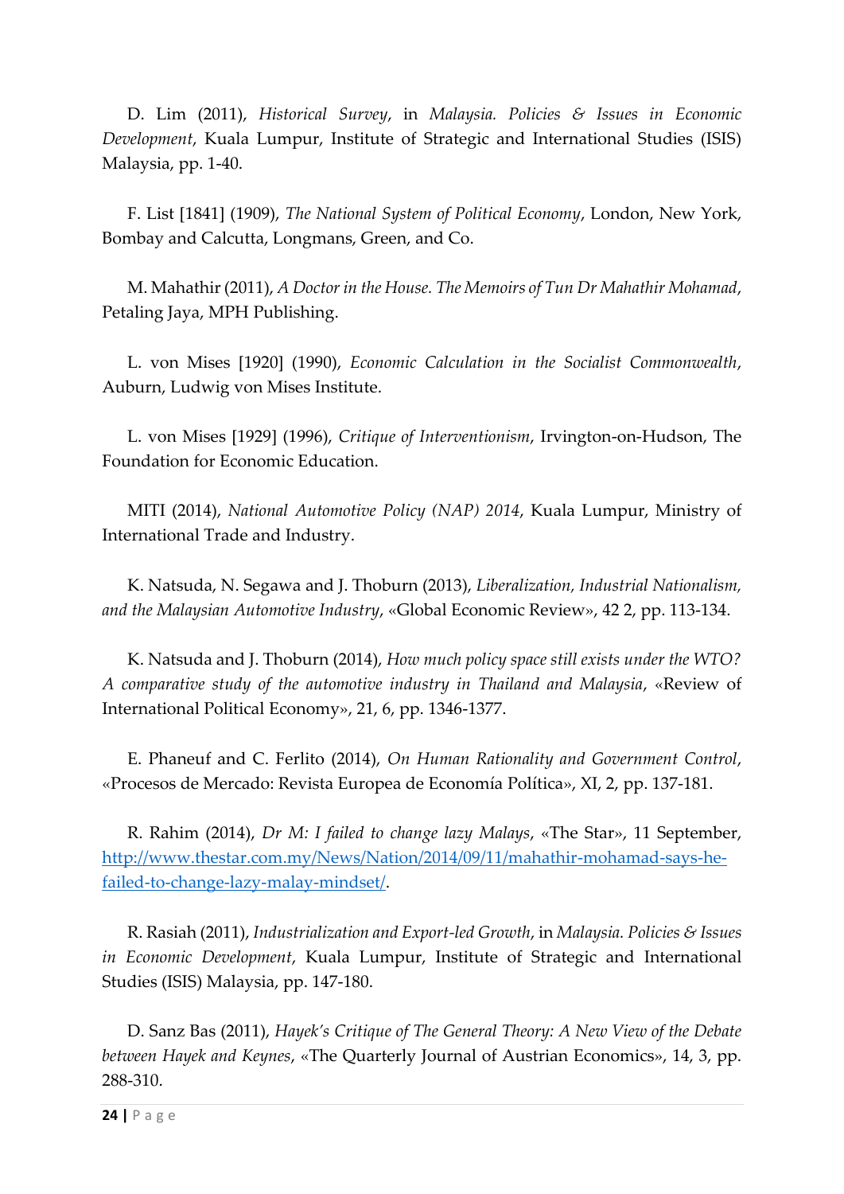D. Lim (2011), *Historical Survey*, in *Malaysia. Policies & Issues in Economic Development*, Kuala Lumpur, Institute of Strategic and International Studies (ISIS) Malaysia, pp. 1-40.

F. List [1841] (1909), *The National System of Political Economy*, London, New York, Bombay and Calcutta, Longmans, Green, and Co.

M. Mahathir (2011), *A Doctor in the House. The Memoirs of Tun Dr Mahathir Mohamad*, Petaling Jaya, MPH Publishing.

L. von Mises [1920] (1990), *Economic Calculation in the Socialist Commonwealth*, Auburn, Ludwig von Mises Institute.

L. von Mises [1929] (1996), *Critique of Interventionism*, Irvington-on-Hudson, The Foundation for Economic Education.

MITI (2014), *National Automotive Policy (NAP) 2014*, Kuala Lumpur, Ministry of International Trade and Industry.

K. Natsuda, N. Segawa and J. Thoburn (2013), *Liberalization, Industrial Nationalism, and the Malaysian Automotive Industry*, «Global Economic Review», 42 2, pp. 113-134.

K. Natsuda and J. Thoburn (2014), *How much policy space still exists under the WTO? A comparative study of the automotive industry in Thailand and Malaysia*, «Review of International Political Economy», 21, 6, pp. 1346-1377.

E. Phaneuf and C. Ferlito (2014), *On Human Rationality and Government Control*, «Procesos de Mercado: Revista Europea de Economía Política», XI, 2, pp. 137-181.

R. Rahim (2014), *Dr M: I failed to change lazy Malays*, «The Star», 11 September, http://www.thestar.com.my/News/Nation/2014/09/11/mahathir-mohamad-says-he-failed-to-change-lazy-malay-mindset/.

R. Rasiah (2011), *Industrialization and Export-led Growth*, in *Malaysia. Policies & Issues in Economic Development*, Kuala Lumpur, Institute of Strategic and International Studies (ISIS) Malaysia, pp. 147-180.

D. Sanz Bas (2011), *Hayek's Critique of The General Theory: A New View of the Debate between Hayek and Keynes*, «The Quarterly Journal of Austrian Economics», 14, 3, pp. 288-310.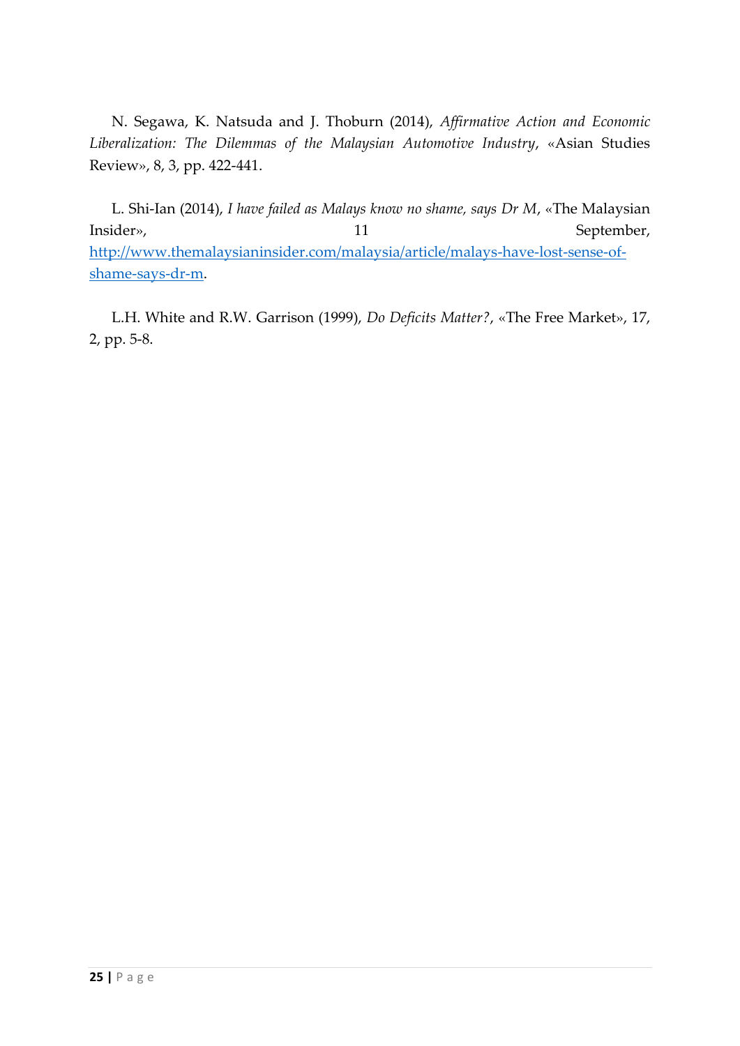N. Segawa, K. Natsuda and J. Thoburn (2014), *Affirmative Action and Economic Liberalization: The Dilemmas of the Malaysian Automotive Industry*, «Asian Studies Review», 8, 3, pp. 422-441.

L. Shi-Ian (2014), *I have failed as Malays know no shame, says Dr M*, «The Malaysian Insider», 11 September, http://www.themalaysianinsider.com/malaysia/article/malays-have-lost-sense-of-shame-says-dr-m.

L.H. White and R.W. Garrison (1999), *Do Deficits Matter?*, «The Free Market», 17, 2, pp. 5-8.